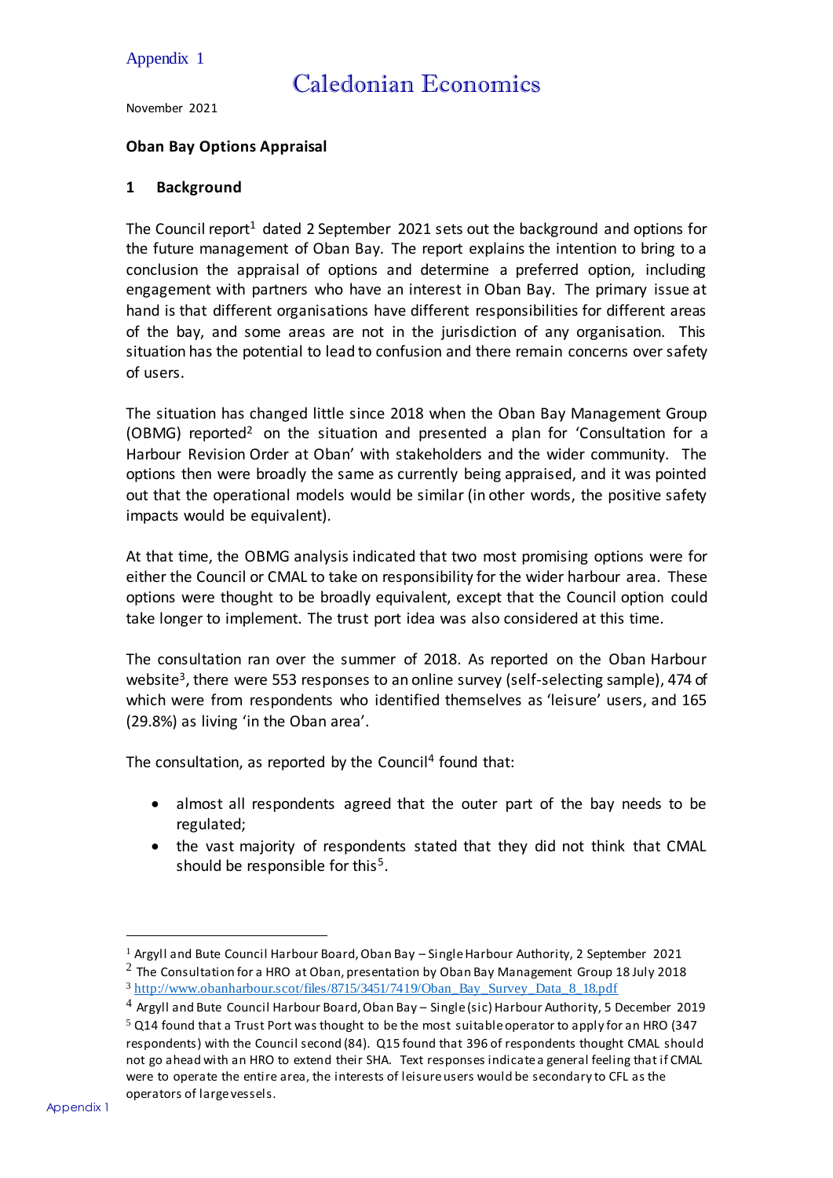Appendix 1

# Caledonian Economics

November 2021

**Oban Bay Options Appraisal**

## 1 Background

The Council report[1] dated 2 September 2021 sets out the background and options for the future management of Oban Bay. The report explains the intention to bring to a conclusion the appraisal of options and determine a preferred option, including engagement with partners who have an interest in Oban Bay. The primary issue at hand is that different organisations have different responsibilities for different areas of the bay, and some areas are not in the jurisdiction of any organisation. This situation has the potential to lead to confusion and there remain concerns over safety of users.

The situation has changed little since 2018 when the Oban Bay Management Group (OBMG) reported[2] on the situation and presented a plan for 'Consultation for a Harbour Revision Order at Oban' with stakeholders and the wider community. The options then were broadly the same as currently being appraised, and it was pointed out that the operational models would be similar (in other words, the positive safety impacts would be equivalent).

At that time, the OBMG analysis indicated that two most promising options were for either the Council or CMAL to take on responsibility for the wider harbour area. These options were thought to be broadly equivalent, except that the Council option could take longer to implement. The trust port idea was also considered at this time.

The consultation ran over the summer of 2018. As reported on the Oban Harbour website[3], there were 553 responses to an online survey (self-selecting sample), 474 of which were from respondents who identified themselves as 'leisure' users, and 165 (29.8%) as living 'in the Oban area'.

The consultation, as reported by the Council[4] found that:

- almost all respondents agreed that the outer part of the bay needs to be regulated;
- the vast majority of respondents stated that they did not think that CMAL should be responsible for this[5].

---

[1] Argyll and Bute Council Harbour Board, Oban Bay – Single Harbour Authority, 2 September 2021

[2] The Consultation for a HRO at Oban, presentation by Oban Bay Management Group 18 July 2018

[3] http://www.obanharbour.scot/files/8715/3451/7419/Oban_Bay_Survey_Data_8_18.pdf

[4] Argyll and Bute Council Harbour Board, Oban Bay – Single (sic) Harbour Authority, 5 December 2019

[5] Q14 found that a Trust Port was thought to be the most suitable operator to apply for an HRO (347 respondents) with the Council second (84). Q15 found that 396 of respondents thought CMAL should not go ahead with an HRO to extend their SHA. Text responses indicate a general feeling that if CMAL were to operate the entire area, the interests of leisure users would be secondary to CFL as the operators of large vessels.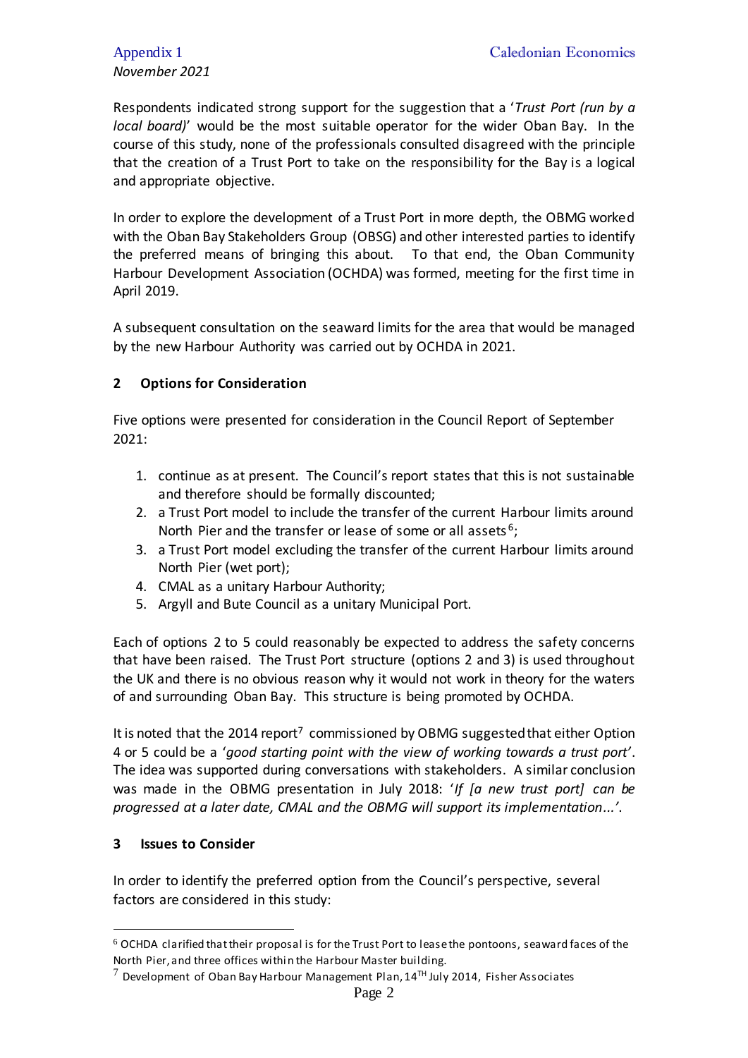Respondents indicated strong support for the suggestion that a '*Trust Port (run by a local board)*' would be the most suitable operator for the wider Oban Bay. In the course of this study, none of the professionals consulted disagreed with the principle that the creation of a Trust Port to take on the responsibility for the Bay is a logical and appropriate objective.

In order to explore the development of a Trust Port in more depth, the OBMG worked with the Oban Bay Stakeholders Group (OBSG) and other interested parties to identify the preferred means of bringing this about. To that end, the Oban Community Harbour Development Association (OCHDA) was formed, meeting for the first time in April 2019.

A subsequent consultation on the seaward limits for the area that would be managed by the new Harbour Authority was carried out by OCHDA in 2021.

## 2 Options for Consideration

Five options were presented for consideration in the Council Report of September 2021:

1. continue as at present. The Council's report states that this is not sustainable and therefore should be formally discounted;
2. a Trust Port model to include the transfer of the current Harbour limits around North Pier and the transfer or lease of some or all assets[6];
3. a Trust Port model excluding the transfer of the current Harbour limits around North Pier (wet port);
4. CMAL as a unitary Harbour Authority;
5. Argyll and Bute Council as a unitary Municipal Port.

Each of options 2 to 5 could reasonably be expected to address the safety concerns that have been raised. The Trust Port structure (options 2 and 3) is used throughout the UK and there is no obvious reason why it would not work in theory for the waters of and surrounding Oban Bay. This structure is being promoted by OCHDA.

It is noted that the 2014 report[7] commissioned by OBMG suggested that either Option 4 or 5 could be a '*good starting point with the view of working towards a trust port*'. The idea was supported during conversations with stakeholders. A similar conclusion was made in the OBMG presentation in July 2018: '*If [a new trust port] can be progressed at a later date, CMAL and the OBMG will support its implementation...*'.

## 3 Issues to Consider

In order to identify the preferred option from the Council's perspective, several factors are considered in this study:

---

[6] OCHDA clarified that their proposal is for the Trust Port to lease the pontoons, seaward faces of the North Pier, and three offices within the Harbour Master building.

[7] Development of Oban Bay Harbour Management Plan, 14TH July 2014, Fisher Associates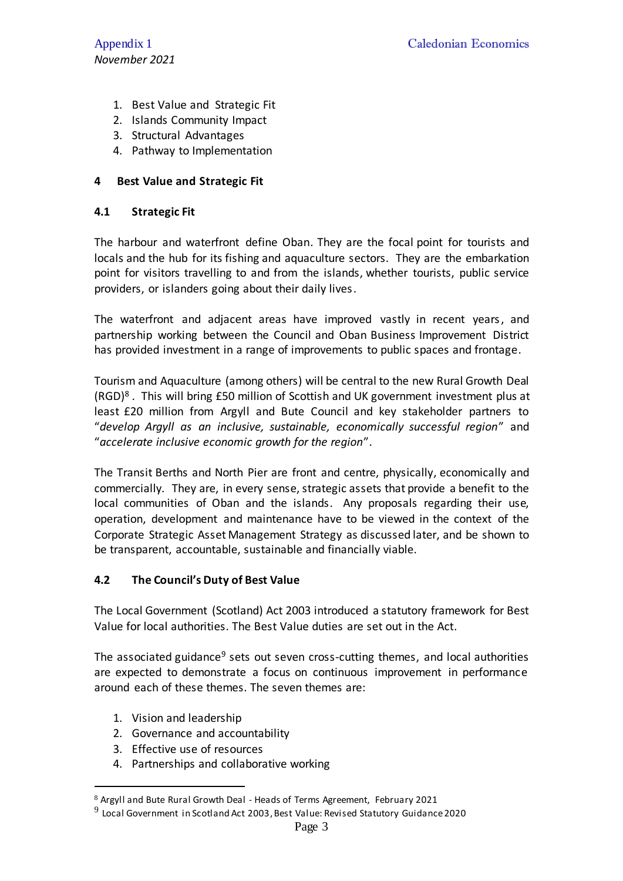1. Best Value and Strategic Fit
2. Islands Community Impact
3. Structural Advantages
4. Pathway to Implementation

## 4 Best Value and Strategic Fit

### 4.1 Strategic Fit

The harbour and waterfront define Oban. They are the focal point for tourists and locals and the hub for its fishing and aquaculture sectors. They are the embarkation point for visitors travelling to and from the islands, whether tourists, public service providers, or islanders going about their daily lives.

The waterfront and adjacent areas have improved vastly in recent years, and partnership working between the Council and Oban Business Improvement District has provided investment in a range of improvements to public spaces and frontage.

Tourism and Aquaculture (among others) will be central to the new Rural Growth Deal (RGD)[8]. This will bring £50 million of Scottish and UK government investment plus at least £20 million from Argyll and Bute Council and key stakeholder partners to "*develop Argyll as an inclusive, sustainable, economically successful region*" and "*accelerate inclusive economic growth for the region*".

The Transit Berths and North Pier are front and centre, physically, economically and commercially. They are, in every sense, strategic assets that provide a benefit to the local communities of Oban and the islands. Any proposals regarding their use, operation, development and maintenance have to be viewed in the context of the Corporate Strategic Asset Management Strategy as discussed later, and be shown to be transparent, accountable, sustainable and financially viable.

### 4.2 The Council's Duty of Best Value

The Local Government (Scotland) Act 2003 introduced a statutory framework for Best Value for local authorities. The Best Value duties are set out in the Act.

The associated guidance[9] sets out seven cross-cutting themes, and local authorities are expected to demonstrate a focus on continuous improvement in performance around each of these themes. The seven themes are:

1. Vision and leadership
2. Governance and accountability
3. Effective use of resources
4. Partnerships and collaborative working

---

[8] Argyll and Bute Rural Growth Deal - Heads of Terms Agreement, February 2021

[9] Local Government in Scotland Act 2003, Best Value: Revised Statutory Guidance 2020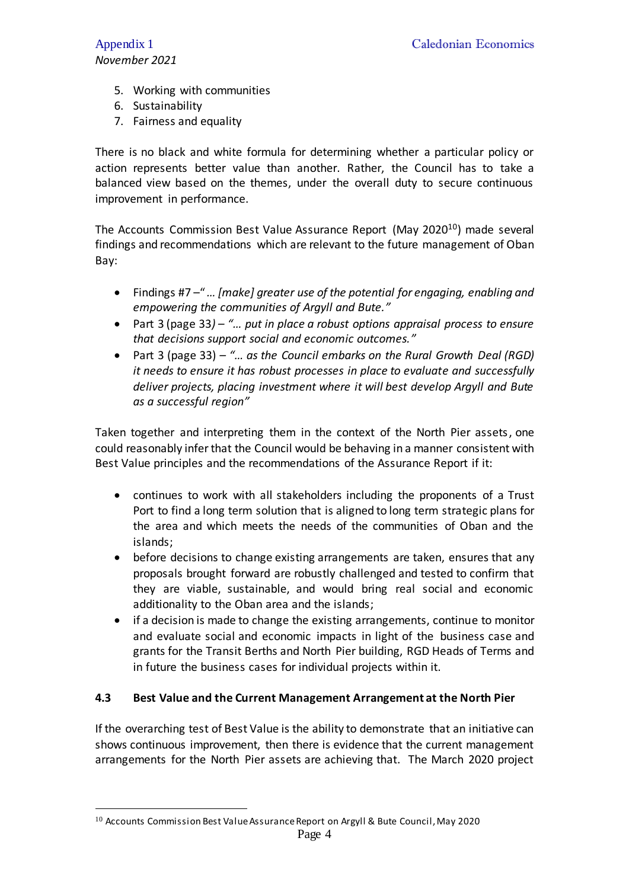5. Working with communities
6. Sustainability
7. Fairness and equality

There is no black and white formula for determining whether a particular policy or action represents better value than another. Rather, the Council has to take a balanced view based on the themes, under the overall duty to secure continuous improvement in performance.

The Accounts Commission Best Value Assurance Report (May 2020[10]) made several findings and recommendations which are relevant to the future management of Oban Bay:

- Findings #7 –"*… [make] greater use of the potential for engaging, enabling and empowering the communities of Argyll and Bute.*"
- Part 3 (page 33) – *"… put in place a robust options appraisal process to ensure that decisions support social and economic outcomes."*
- Part 3 (page 33) – *"… as the Council embarks on the Rural Growth Deal (RGD) it needs to ensure it has robust processes in place to evaluate and successfully deliver projects, placing investment where it will best develop Argyll and Bute as a successful region"*

Taken together and interpreting them in the context of the North Pier assets, one could reasonably infer that the Council would be behaving in a manner consistent with Best Value principles and the recommendations of the Assurance Report if it:

- continues to work with all stakeholders including the proponents of a Trust Port to find a long term solution that is aligned to long term strategic plans for the area and which meets the needs of the communities of Oban and the islands;
- before decisions to change existing arrangements are taken, ensures that any proposals brought forward are robustly challenged and tested to confirm that they are viable, sustainable, and would bring real social and economic additionality to the Oban area and the islands;
- if a decision is made to change the existing arrangements, continue to monitor and evaluate social and economic impacts in light of the business case and grants for the Transit Berths and North Pier building, RGD Heads of Terms and in future the business cases for individual projects within it.

### 4.3 Best Value and the Current Management Arrangement at the North Pier

If the overarching test of Best Value is the ability to demonstrate that an initiative can shows continuous improvement, then there is evidence that the current management arrangements for the North Pier assets are achieving that. The March 2020 project

[10] Accounts Commission Best Value Assurance Report on Argyll & Bute Council, May 2020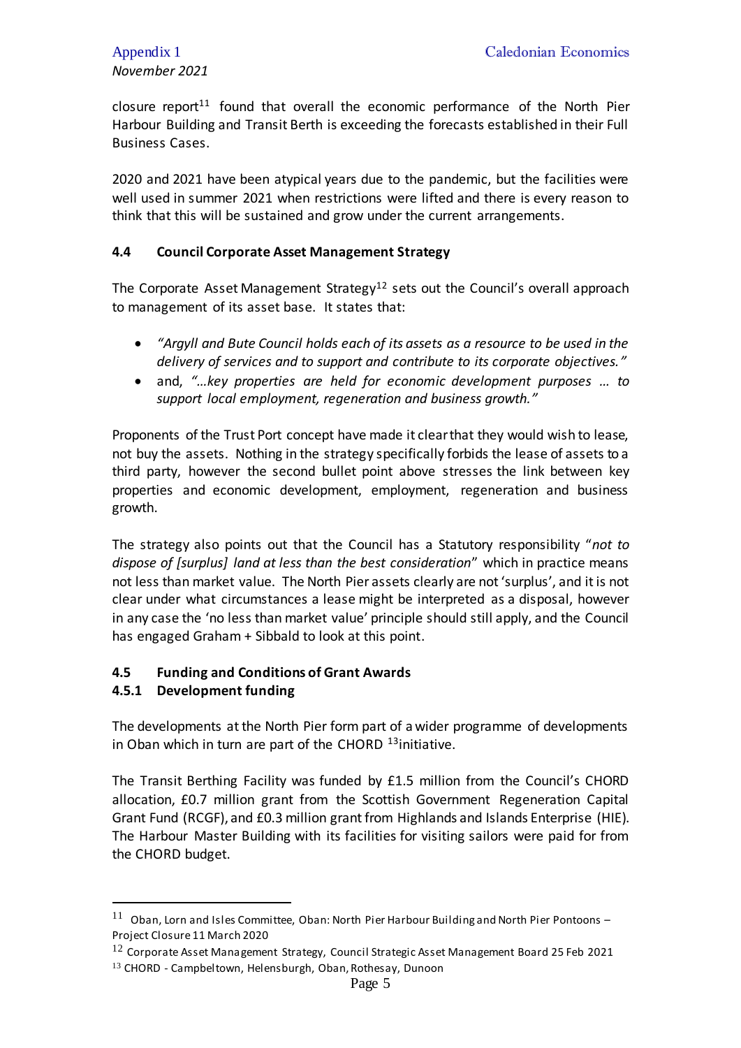closure report[11] found that overall the economic performance of the North Pier Harbour Building and Transit Berth is exceeding the forecasts established in their Full Business Cases.

2020 and 2021 have been atypical years due to the pandemic, but the facilities were well used in summer 2021 when restrictions were lifted and there is every reason to think that this will be sustained and grow under the current arrangements.

### 4.4 Council Corporate Asset Management Strategy

The Corporate Asset Management Strategy[12] sets out the Council's overall approach to management of its asset base. It states that:

- *"Argyll and Bute Council holds each of its assets as a resource to be used in the delivery of services and to support and contribute to its corporate objectives."*
- and, *"…key properties are held for economic development purposes … to support local employment, regeneration and business growth."*

Proponents of the Trust Port concept have made it clear that they would wish to lease, not buy the assets. Nothing in the strategy specifically forbids the lease of assets to a third party, however the second bullet point above stresses the link between key properties and economic development, employment, regeneration and business growth.

The strategy also points out that the Council has a Statutory responsibility "*not to dispose of [surplus] land at less than the best consideration*" which in practice means not less than market value. The North Pier assets clearly are not 'surplus', and it is not clear under what circumstances a lease might be interpreted as a disposal, however in any case the 'no less than market value' principle should still apply, and the Council has engaged Graham + Sibbald to look at this point.

### 4.5 Funding and Conditions of Grant Awards

#### 4.5.1 Development funding

The developments at the North Pier form part of a wider programme of developments in Oban which in turn are part of the CHORD [13]initiative.

The Transit Berthing Facility was funded by £1.5 million from the Council's CHORD allocation, £0.7 million grant from the Scottish Government Regeneration Capital Grant Fund (RCGF), and £0.3 million grant from Highlands and Islands Enterprise (HIE). The Harbour Master Building with its facilities for visiting sailors were paid for from the CHORD budget.

---

[11] Oban, Lorn and Isles Committee, Oban: North Pier Harbour Building and North Pier Pontoons – Project Closure 11 March 2020

[12] Corporate Asset Management Strategy, Council Strategic Asset Management Board 25 Feb 2021

[13] CHORD - Campbeltown, Helensburgh, Oban, Rothesay, Dunoon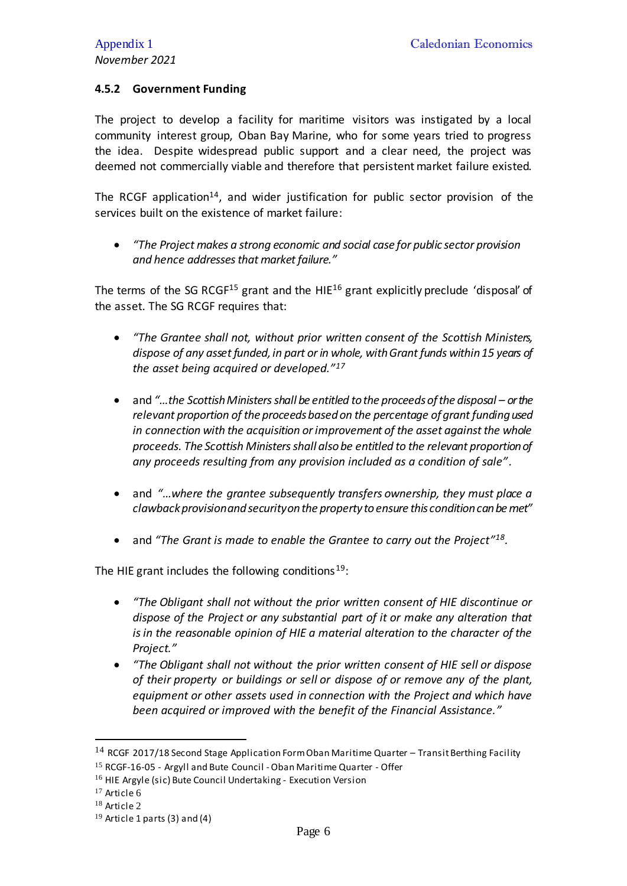### 4.5.2 Government Funding

The project to develop a facility for maritime visitors was instigated by a local community interest group, Oban Bay Marine, who for some years tried to progress the idea. Despite widespread public support and a clear need, the project was deemed not commercially viable and therefore that persistent market failure existed.

The RCGF application[14], and wider justification for public sector provision of the services built on the existence of market failure:

- *"The Project makes a strong economic and social case for public sector provision and hence addresses that market failure."*

The terms of the SG RCGF[15] grant and the HIE[16] grant explicitly preclude 'disposal' of the asset. The SG RCGF requires that:

- *"The Grantee shall not, without prior written consent of the Scottish Ministers, dispose of any asset funded, in part or in whole, with Grant funds within 15 years of the asset being acquired or developed."*[17]

- and *"…the Scottish Ministers shall be entitled to the proceeds of the disposal – or the relevant proportion of the proceeds based on the percentage of grant funding used in connection with the acquisition or improvement of the asset against the whole proceeds. The Scottish Ministers shall also be entitled to the relevant proportion of any proceeds resulting from any provision included as a condition of sale"*.

- and *"…where the grantee subsequently transfers ownership, they must place a clawback provision and security on the property to ensure this condition can be met"*

- and *"The Grant is made to enable the Grantee to carry out the Project"*[18].

The HIE grant includes the following conditions[19]:

- *"The Obligant shall not without the prior written consent of HIE discontinue or dispose of the Project or any substantial part of it or make any alteration that is in the reasonable opinion of HIE a material alteration to the character of the Project."*
- *"The Obligant shall not without the prior written consent of HIE sell or dispose of their property or buildings or sell or dispose of or remove any of the plant, equipment or other assets used in connection with the Project and which have been acquired or improved with the benefit of the Financial Assistance."*

---

[14] RCGF 2017/18 Second Stage Application Form Oban Maritime Quarter – Transit Berthing Facility

[15] RCGF-16-05 - Argyll and Bute Council - Oban Maritime Quarter - Offer

[16] HIE Argyle (sic) Bute Council Undertaking - Execution Version

[17] Article 6

[18] Article 2

[19] Article 1 parts (3) and (4)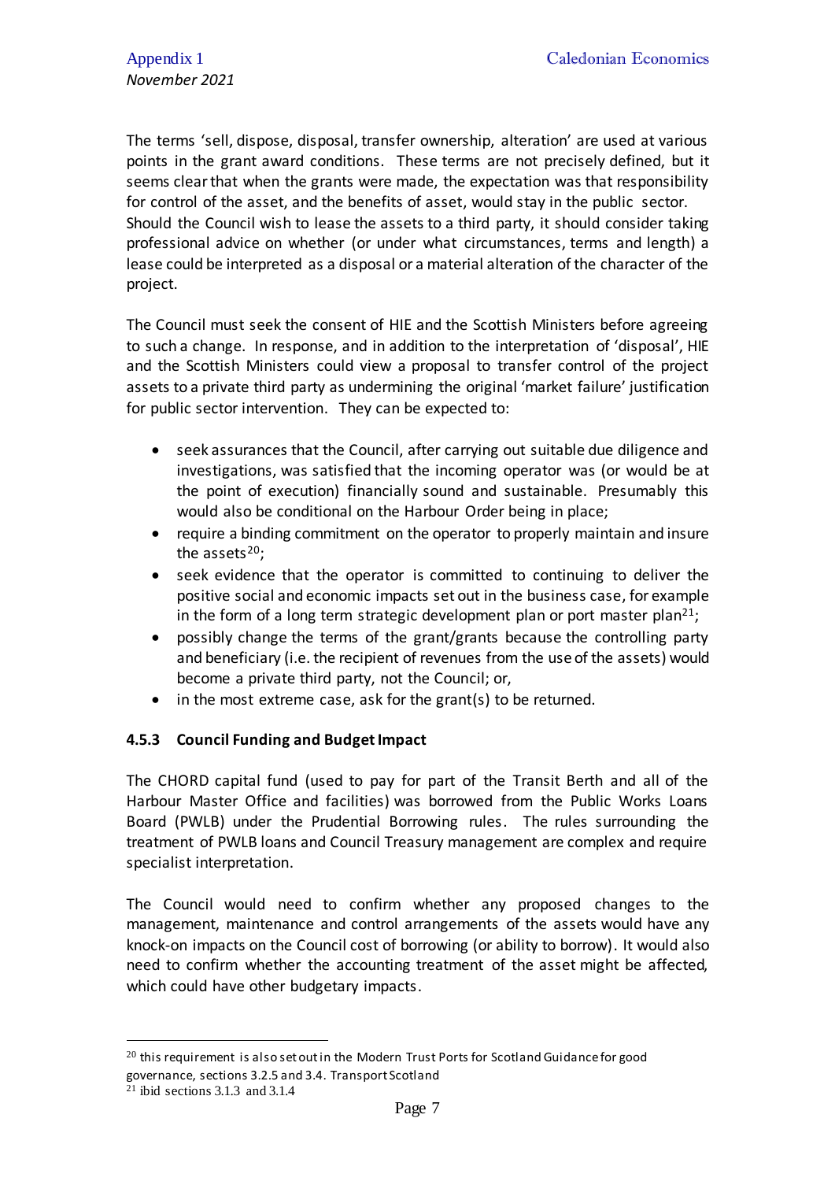The terms 'sell, dispose, disposal, transfer ownership, alteration' are used at various points in the grant award conditions. These terms are not precisely defined, but it seems clear that when the grants were made, the expectation was that responsibility for control of the asset, and the benefits of asset, would stay in the public sector. Should the Council wish to lease the assets to a third party, it should consider taking professional advice on whether (or under what circumstances, terms and length) a lease could be interpreted as a disposal or a material alteration of the character of the project.

The Council must seek the consent of HIE and the Scottish Ministers before agreeing to such a change. In response, and in addition to the interpretation of 'disposal', HIE and the Scottish Ministers could view a proposal to transfer control of the project assets to a private third party as undermining the original 'market failure' justification for public sector intervention. They can be expected to:

- seek assurances that the Council, after carrying out suitable due diligence and investigations, was satisfied that the incoming operator was (or would be at the point of execution) financially sound and sustainable. Presumably this would also be conditional on the Harbour Order being in place;
- require a binding commitment on the operator to properly maintain and insure the assets[20];
- seek evidence that the operator is committed to continuing to deliver the positive social and economic impacts set out in the business case, for example in the form of a long term strategic development plan or port master plan[21];
- possibly change the terms of the grant/grants because the controlling party and beneficiary (i.e. the recipient of revenues from the use of the assets) would become a private third party, not the Council; or,
- in the most extreme case, ask for the grant(s) to be returned.

### 4.5.3 Council Funding and Budget Impact

The CHORD capital fund (used to pay for part of the Transit Berth and all of the Harbour Master Office and facilities) was borrowed from the Public Works Loans Board (PWLB) under the Prudential Borrowing rules. The rules surrounding the treatment of PWLB loans and Council Treasury management are complex and require specialist interpretation.

The Council would need to confirm whether any proposed changes to the management, maintenance and control arrangements of the assets would have any knock-on impacts on the Council cost of borrowing (or ability to borrow). It would also need to confirm whether the accounting treatment of the asset might be affected, which could have other budgetary impacts.

---

[20] this requirement is also set out in the Modern Trust Ports for Scotland Guidance for good governance, sections 3.2.5 and 3.4. Transport Scotland

[21] ibid sections 3.1.3 and 3.1.4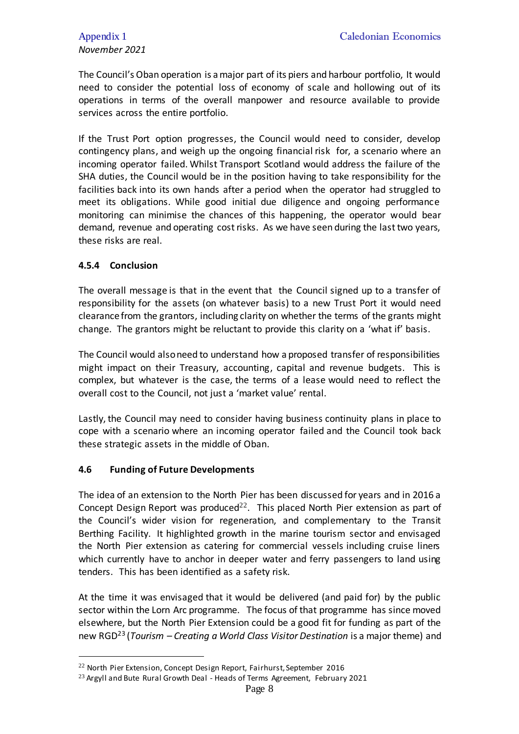The Council's Oban operation is a major part of its piers and harbour portfolio, It would need to consider the potential loss of economy of scale and hollowing out of its operations in terms of the overall manpower and resource available to provide services across the entire portfolio.

If the Trust Port option progresses, the Council would need to consider, develop contingency plans, and weigh up the ongoing financial risk for, a scenario where an incoming operator failed. Whilst Transport Scotland would address the failure of the SHA duties, the Council would be in the position having to take responsibility for the facilities back into its own hands after a period when the operator had struggled to meet its obligations. While good initial due diligence and ongoing performance monitoring can minimise the chances of this happening, the operator would bear demand, revenue and operating cost risks. As we have seen during the last two years, these risks are real.

### 4.5.4 Conclusion

The overall message is that in the event that the Council signed up to a transfer of responsibility for the assets (on whatever basis) to a new Trust Port it would need clearance from the grantors, including clarity on whether the terms of the grants might change. The grantors might be reluctant to provide this clarity on a 'what if' basis.

The Council would also need to understand how a proposed transfer of responsibilities might impact on their Treasury, accounting, capital and revenue budgets. This is complex, but whatever is the case, the terms of a lease would need to reflect the overall cost to the Council, not just a 'market value' rental.

Lastly, the Council may need to consider having business continuity plans in place to cope with a scenario where an incoming operator failed and the Council took back these strategic assets in the middle of Oban.

## 4.6 Funding of Future Developments

The idea of an extension to the North Pier has been discussed for years and in 2016 a Concept Design Report was produced[22]. This placed North Pier extension as part of the Council's wider vision for regeneration, and complementary to the Transit Berthing Facility. It highlighted growth in the marine tourism sector and envisaged the North Pier extension as catering for commercial vessels including cruise liners which currently have to anchor in deeper water and ferry passengers to land using tenders. This has been identified as a safety risk.

At the time it was envisaged that it would be delivered (and paid for) by the public sector within the Lorn Arc programme. The focus of that programme has since moved elsewhere, but the North Pier Extension could be a good fit for funding as part of the new RGD[23] (*Tourism – Creating a World Class Visitor Destination* is a major theme) and

[22] North Pier Extension, Concept Design Report, Fairhurst, September 2016

[23] Argyll and Bute Rural Growth Deal - Heads of Terms Agreement, February 2021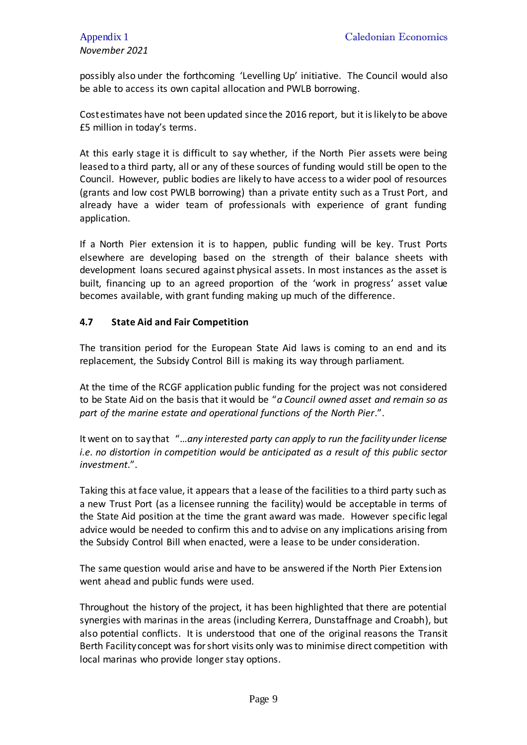possibly also under the forthcoming 'Levelling Up' initiative. The Council would also be able to access its own capital allocation and PWLB borrowing.

Cost estimates have not been updated since the 2016 report, but it is likely to be above £5 million in today's terms.

At this early stage it is difficult to say whether, if the North Pier assets were being leased to a third party, all or any of these sources of funding would still be open to the Council. However, public bodies are likely to have access to a wider pool of resources (grants and low cost PWLB borrowing) than a private entity such as a Trust Port, and already have a wider team of professionals with experience of grant funding application.

If a North Pier extension it is to happen, public funding will be key. Trust Ports elsewhere are developing based on the strength of their balance sheets with development loans secured against physical assets. In most instances as the asset is built, financing up to an agreed proportion of the 'work in progress' asset value becomes available, with grant funding making up much of the difference.

### 4.7 State Aid and Fair Competition

The transition period for the European State Aid laws is coming to an end and its replacement, the Subsidy Control Bill is making its way through parliament.

At the time of the RCGF application public funding for the project was not considered to be State Aid on the basis that it would be "*a Council owned asset and remain so as part of the marine estate and operational functions of the North Pier*.".

It went on to say that "*…any interested party can apply to run the facility under license i.e. no distortion in competition would be anticipated as a result of this public sector investment*.".

Taking this at face value, it appears that a lease of the facilities to a third party such as a new Trust Port (as a licensee running the facility) would be acceptable in terms of the State Aid position at the time the grant award was made. However specific legal advice would be needed to confirm this and to advise on any implications arising from the Subsidy Control Bill when enacted, were a lease to be under consideration.

The same question would arise and have to be answered if the North Pier Extension went ahead and public funds were used.

Throughout the history of the project, it has been highlighted that there are potential synergies with marinas in the areas (including Kerrera, Dunstaffnage and Croabh), but also potential conflicts. It is understood that one of the original reasons the Transit Berth Facility concept was for short visits only was to minimise direct competition with local marinas who provide longer stay options.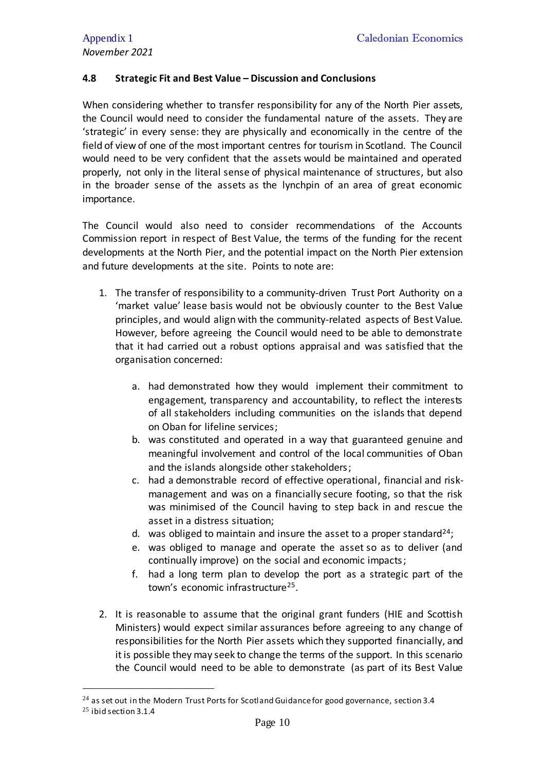### 4.8 Strategic Fit and Best Value – Discussion and Conclusions

When considering whether to transfer responsibility for any of the North Pier assets, the Council would need to consider the fundamental nature of the assets. They are 'strategic' in every sense: they are physically and economically in the centre of the field of view of one of the most important centres for tourism in Scotland. The Council would need to be very confident that the assets would be maintained and operated properly, not only in the literal sense of physical maintenance of structures, but also in the broader sense of the assets as the lynchpin of an area of great economic importance.

The Council would also need to consider recommendations of the Accounts Commission report in respect of Best Value, the terms of the funding for the recent developments at the North Pier, and the potential impact on the North Pier extension and future developments at the site. Points to note are:

1. The transfer of responsibility to a community-driven Trust Port Authority on a 'market value' lease basis would not be obviously counter to the Best Value principles, and would align with the community-related aspects of Best Value. However, before agreeing the Council would need to be able to demonstrate that it had carried out a robust options appraisal and was satisfied that the organisation concerned:
    a. had demonstrated how they would implement their commitment to engagement, transparency and accountability, to reflect the interests of all stakeholders including communities on the islands that depend on Oban for lifeline services;
    b. was constituted and operated in a way that guaranteed genuine and meaningful involvement and control of the local communities of Oban and the islands alongside other stakeholders;
    c. had a demonstrable record of effective operational, financial and risk-management and was on a financially secure footing, so that the risk was minimised of the Council having to step back in and rescue the asset in a distress situation;
    d. was obliged to maintain and insure the asset to a proper standard[24];
    e. was obliged to manage and operate the asset so as to deliver (and continually improve) on the social and economic impacts;
    f. had a long term plan to develop the port as a strategic part of the town's economic infrastructure[25].

2. It is reasonable to assume that the original grant funders (HIE and Scottish Ministers) would expect similar assurances before agreeing to any change of responsibilities for the North Pier assets which they supported financially, and it is possible they may seek to change the terms of the support. In this scenario the Council would need to be able to demonstrate (as part of its Best Value

[24] as set out in the Modern Trust Ports for Scotland Guidance for good governance, section 3.4

[25] ibid section 3.1.4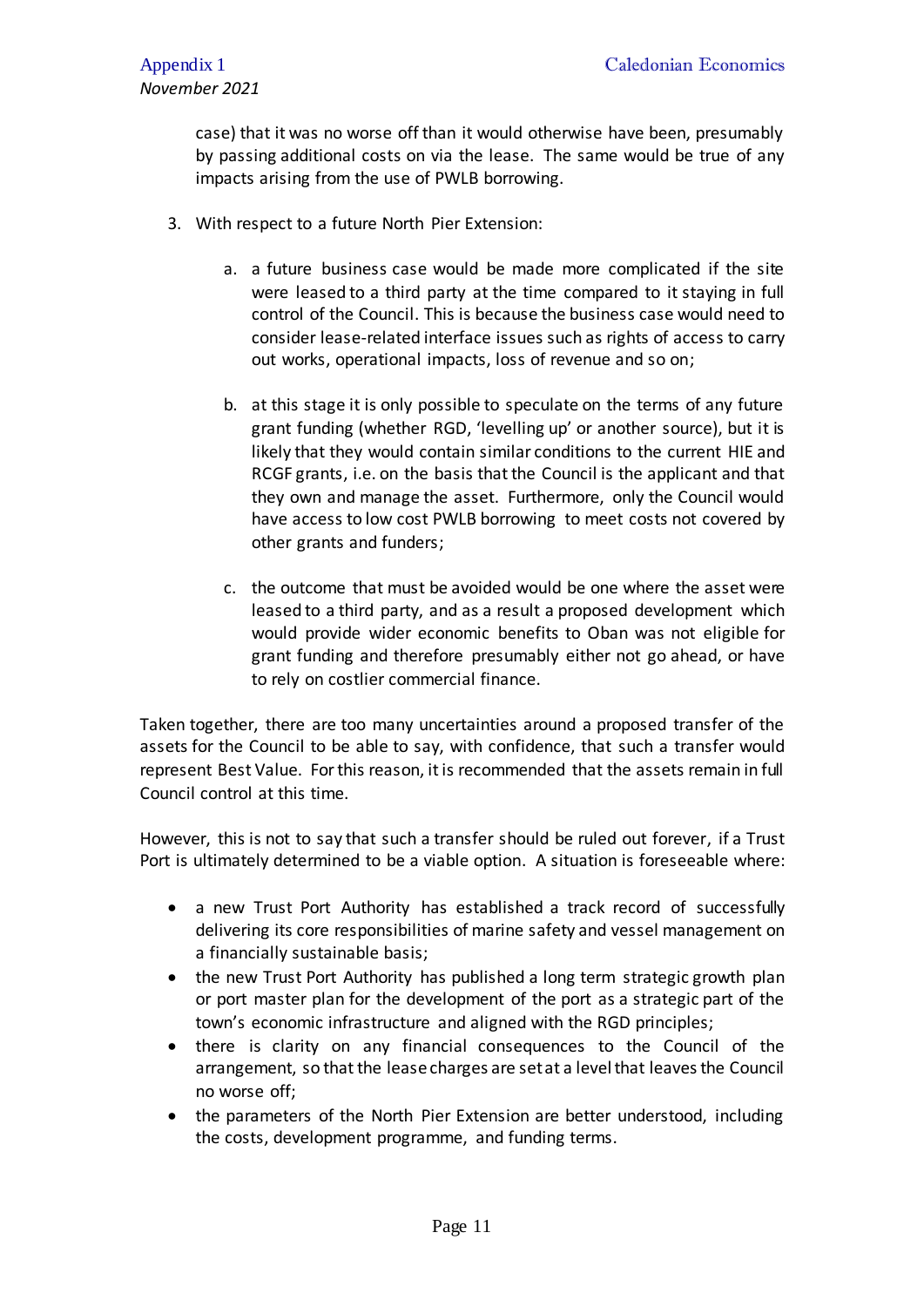case) that it was no worse off than it would otherwise have been, presumably by passing additional costs on via the lease. The same would be true of any impacts arising from the use of PWLB borrowing.

3. With respect to a future North Pier Extension:

    a. a future business case would be made more complicated if the site were leased to a third party at the time compared to it staying in full control of the Council. This is because the business case would need to consider lease-related interface issues such as rights of access to carry out works, operational impacts, loss of revenue and so on;

    b. at this stage it is only possible to speculate on the terms of any future grant funding (whether RGD, 'levelling up' or another source), but it is likely that they would contain similar conditions to the current HIE and RCGF grants, i.e. on the basis that the Council is the applicant and that they own and manage the asset. Furthermore, only the Council would have access to low cost PWLB borrowing to meet costs not covered by other grants and funders;

    c. the outcome that must be avoided would be one where the asset were leased to a third party, and as a result a proposed development which would provide wider economic benefits to Oban was not eligible for grant funding and therefore presumably either not go ahead, or have to rely on costlier commercial finance.

Taken together, there are too many uncertainties around a proposed transfer of the assets for the Council to be able to say, with confidence, that such a transfer would represent Best Value. For this reason, it is recommended that the assets remain in full Council control at this time.

However, this is not to say that such a transfer should be ruled out forever, if a Trust Port is ultimately determined to be a viable option. A situation is foreseeable where:

- a new Trust Port Authority has established a track record of successfully delivering its core responsibilities of marine safety and vessel management on a financially sustainable basis;
- the new Trust Port Authority has published a long term strategic growth plan or port master plan for the development of the port as a strategic part of the town's economic infrastructure and aligned with the RGD principles;
- there is clarity on any financial consequences to the Council of the arrangement, so that the lease charges are set at a level that leaves the Council no worse off;
- the parameters of the North Pier Extension are better understood, including the costs, development programme, and funding terms.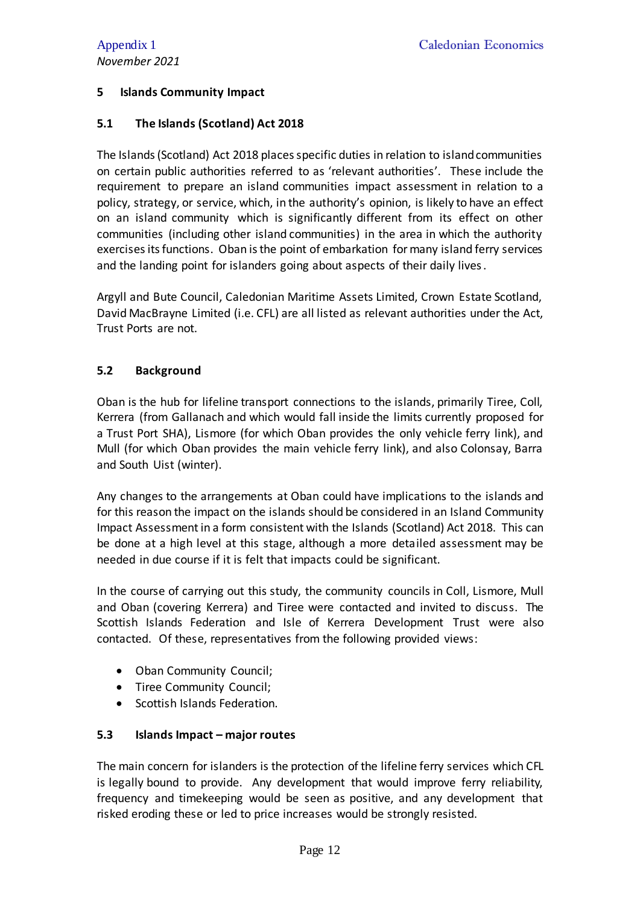## 5 Islands Community Impact

### 5.1 The Islands (Scotland) Act 2018

The Islands (Scotland) Act 2018 places specific duties in relation to island communities on certain public authorities referred to as 'relevant authorities'. These include the requirement to prepare an island communities impact assessment in relation to a policy, strategy, or service, which, in the authority's opinion, is likely to have an effect on an island community which is significantly different from its effect on other communities (including other island communities) in the area in which the authority exercises its functions. Oban is the point of embarkation for many island ferry services and the landing point for islanders going about aspects of their daily lives.

Argyll and Bute Council, Caledonian Maritime Assets Limited, Crown Estate Scotland, David MacBrayne Limited (i.e. CFL) are all listed as relevant authorities under the Act, Trust Ports are not.

### 5.2 Background

Oban is the hub for lifeline transport connections to the islands, primarily Tiree, Coll, Kerrera (from Gallanach and which would fall inside the limits currently proposed for a Trust Port SHA), Lismore (for which Oban provides the only vehicle ferry link), and Mull (for which Oban provides the main vehicle ferry link), and also Colonsay, Barra and South Uist (winter).

Any changes to the arrangements at Oban could have implications to the islands and for this reason the impact on the islands should be considered in an Island Community Impact Assessment in a form consistent with the Islands (Scotland) Act 2018. This can be done at a high level at this stage, although a more detailed assessment may be needed in due course if it is felt that impacts could be significant.

In the course of carrying out this study, the community councils in Coll, Lismore, Mull and Oban (covering Kerrera) and Tiree were contacted and invited to discuss. The Scottish Islands Federation and Isle of Kerrera Development Trust were also contacted. Of these, representatives from the following provided views:

- Oban Community Council;
- Tiree Community Council;
- Scottish Islands Federation.

### 5.3 Islands Impact – major routes

The main concern for islanders is the protection of the lifeline ferry services which CFL is legally bound to provide. Any development that would improve ferry reliability, frequency and timekeeping would be seen as positive, and any development that risked eroding these or led to price increases would be strongly resisted.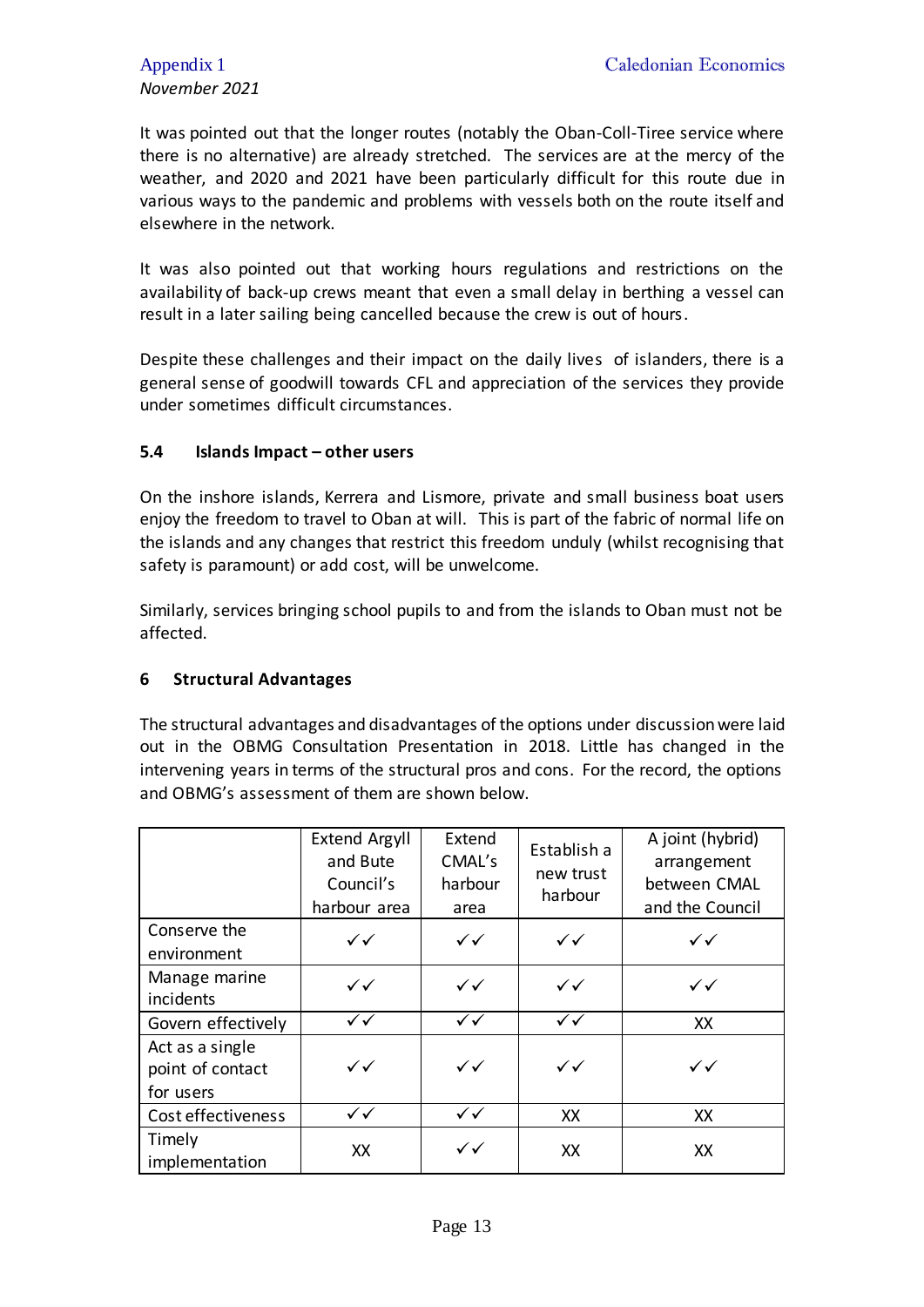It was pointed out that the longer routes (notably the Oban-Coll-Tiree service where there is no alternative) are already stretched. The services are at the mercy of the weather, and 2020 and 2021 have been particularly difficult for this route due in various ways to the pandemic and problems with vessels both on the route itself and elsewhere in the network.

It was also pointed out that working hours regulations and restrictions on the availability of back-up crews meant that even a small delay in berthing a vessel can result in a later sailing being cancelled because the crew is out of hours.

Despite these challenges and their impact on the daily lives of islanders, there is a general sense of goodwill towards CFL and appreciation of the services they provide under sometimes difficult circumstances.

### 5.4 Islands Impact – other users

On the inshore islands, Kerrera and Lismore, private and small business boat users enjoy the freedom to travel to Oban at will. This is part of the fabric of normal life on the islands and any changes that restrict this freedom unduly (whilst recognising that safety is paramount) or add cost, will be unwelcome.

Similarly, services bringing school pupils to and from the islands to Oban must not be affected.

## 6 Structural Advantages

The structural advantages and disadvantages of the options under discussion were laid out in the OBMG Consultation Presentation in 2018. Little has changed in the intervening years in terms of the structural pros and cons. For the record, the options and OBMG's assessment of them are shown below.

| | Extend Argyll and Bute Council's harbour area | Extend CMAL's harbour area | Establish a new trust harbour | A joint (hybrid) arrangement between CMAL and the Council |
|---|---|---|---|---|
| Conserve the environment | ✓✓ | ✓✓ | ✓✓ | ✓✓ |
| Manage marine incidents | ✓✓ | ✓✓ | ✓✓ | ✓✓ |
| Govern effectively | ✓✓ | ✓✓ | ✓✓ | XX |
| Act as a single point of contact for users | ✓✓ | ✓✓ | ✓✓ | ✓✓ |
| Cost effectiveness | ✓✓ | ✓✓ | XX | XX |
| Timely implementation | XX | ✓✓ | XX | XX |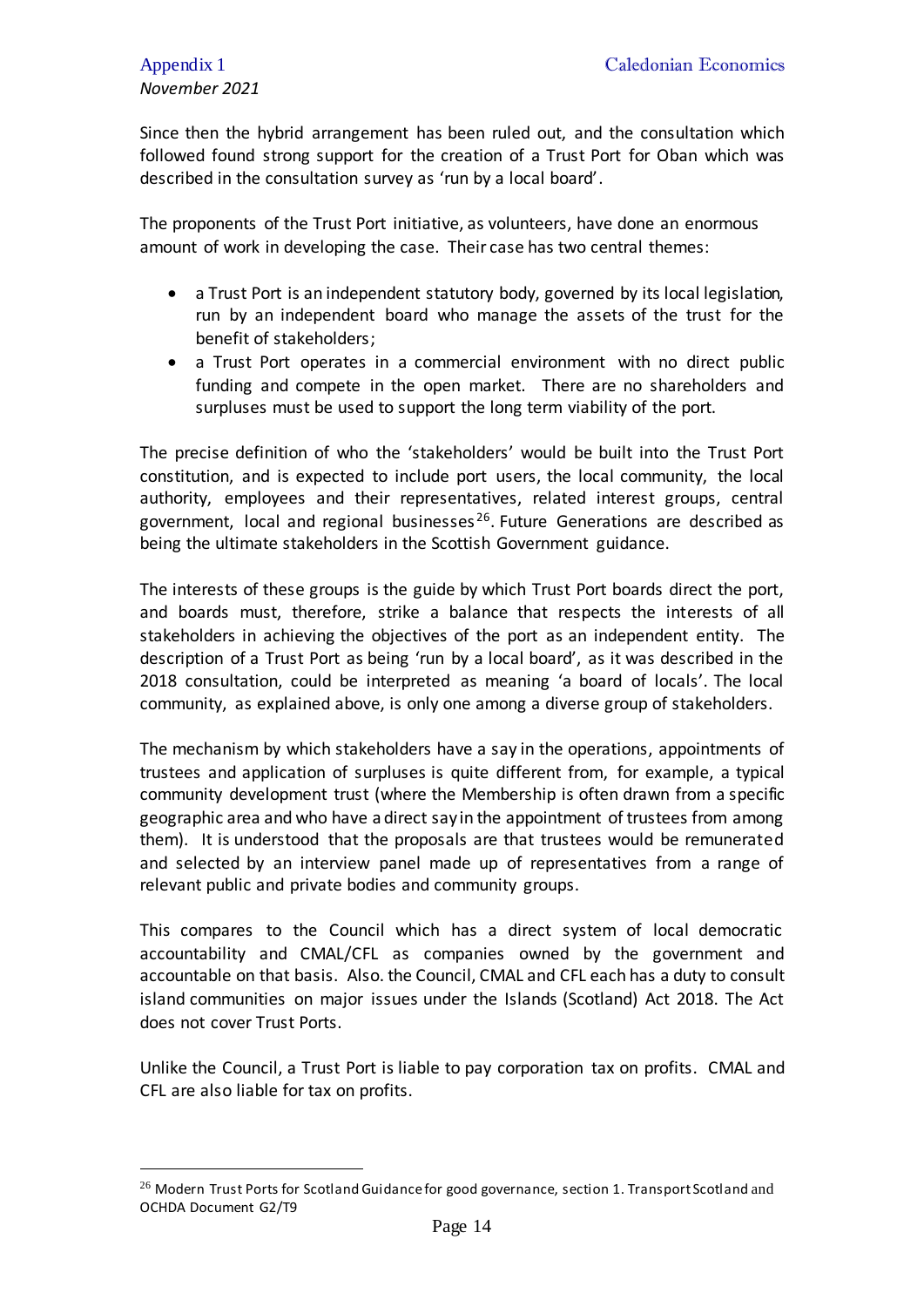Since then the hybrid arrangement has been ruled out, and the consultation which followed found strong support for the creation of a Trust Port for Oban which was described in the consultation survey as 'run by a local board'.

The proponents of the Trust Port initiative, as volunteers, have done an enormous amount of work in developing the case. Their case has two central themes:

- a Trust Port is an independent statutory body, governed by its local legislation, run by an independent board who manage the assets of the trust for the benefit of stakeholders;
- a Trust Port operates in a commercial environment with no direct public funding and compete in the open market. There are no shareholders and surpluses must be used to support the long term viability of the port.

The precise definition of who the 'stakeholders' would be built into the Trust Port constitution, and is expected to include port users, the local community, the local authority, employees and their representatives, related interest groups, central government, local and regional businesses[26]. Future Generations are described as being the ultimate stakeholders in the Scottish Government guidance.

The interests of these groups is the guide by which Trust Port boards direct the port, and boards must, therefore, strike a balance that respects the interests of all stakeholders in achieving the objectives of the port as an independent entity. The description of a Trust Port as being 'run by a local board', as it was described in the 2018 consultation, could be interpreted as meaning 'a board of locals'. The local community, as explained above, is only one among a diverse group of stakeholders.

The mechanism by which stakeholders have a say in the operations, appointments of trustees and application of surpluses is quite different from, for example, a typical community development trust (where the Membership is often drawn from a specific geographic area and who have a direct say in the appointment of trustees from among them). It is understood that the proposals are that trustees would be remunerated and selected by an interview panel made up of representatives from a range of relevant public and private bodies and community groups.

This compares to the Council which has a direct system of local democratic accountability and CMAL/CFL as companies owned by the government and accountable on that basis. Also. the Council, CMAL and CFL each has a duty to consult island communities on major issues under the Islands (Scotland) Act 2018. The Act does not cover Trust Ports.

Unlike the Council, a Trust Port is liable to pay corporation tax on profits. CMAL and CFL are also liable for tax on profits.

---

[26] Modern Trust Ports for Scotland Guidance for good governance, section 1. Transport Scotland and OCHDA Document G2/T9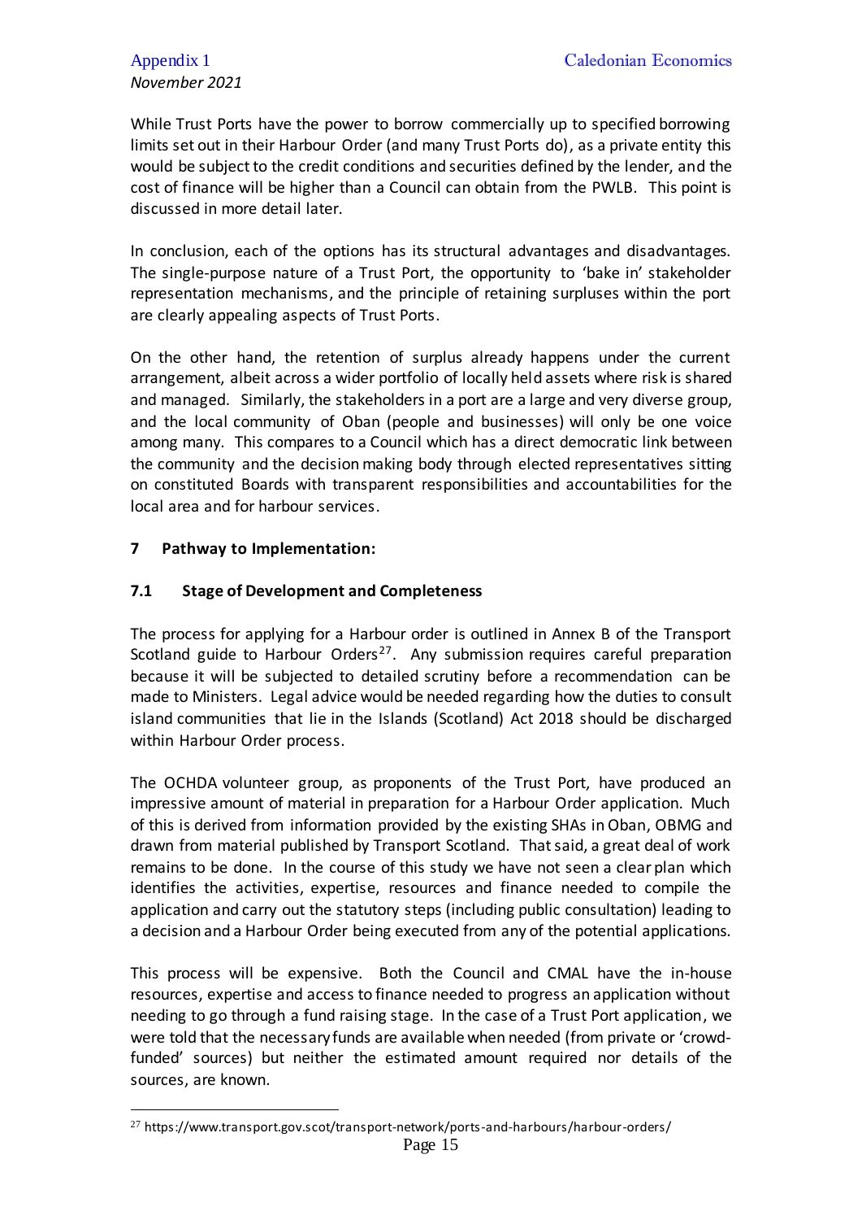While Trust Ports have the power to borrow commercially up to specified borrowing limits set out in their Harbour Order (and many Trust Ports do), as a private entity this would be subject to the credit conditions and securities defined by the lender, and the cost of finance will be higher than a Council can obtain from the PWLB. This point is discussed in more detail later.

In conclusion, each of the options has its structural advantages and disadvantages. The single-purpose nature of a Trust Port, the opportunity to 'bake in' stakeholder representation mechanisms, and the principle of retaining surpluses within the port are clearly appealing aspects of Trust Ports.

On the other hand, the retention of surplus already happens under the current arrangement, albeit across a wider portfolio of locally held assets where risk is shared and managed. Similarly, the stakeholders in a port are a large and very diverse group, and the local community of Oban (people and businesses) will only be one voice among many. This compares to a Council which has a direct democratic link between the community and the decision making body through elected representatives sitting on constituted Boards with transparent responsibilities and accountabilities for the local area and for harbour services.

## 7 Pathway to Implementation:

### 7.1 Stage of Development and Completeness

The process for applying for a Harbour order is outlined in Annex B of the Transport Scotland guide to Harbour Orders[27]. Any submission requires careful preparation because it will be subjected to detailed scrutiny before a recommendation can be made to Ministers. Legal advice would be needed regarding how the duties to consult island communities that lie in the Islands (Scotland) Act 2018 should be discharged within Harbour Order process.

The OCHDA volunteer group, as proponents of the Trust Port, have produced an impressive amount of material in preparation for a Harbour Order application. Much of this is derived from information provided by the existing SHAs in Oban, OBMG and drawn from material published by Transport Scotland. That said, a great deal of work remains to be done. In the course of this study we have not seen a clear plan which identifies the activities, expertise, resources and finance needed to compile the application and carry out the statutory steps (including public consultation) leading to a decision and a Harbour Order being executed from any of the potential applications.

This process will be expensive. Both the Council and CMAL have the in-house resources, expertise and access to finance needed to progress an application without needing to go through a fund raising stage. In the case of a Trust Port application, we were told that the necessary funds are available when needed (from private or 'crowd-funded' sources) but neither the estimated amount required nor details of the sources, are known.

[27] https://www.transport.gov.scot/transport-network/ports-and-harbours/harbour-orders/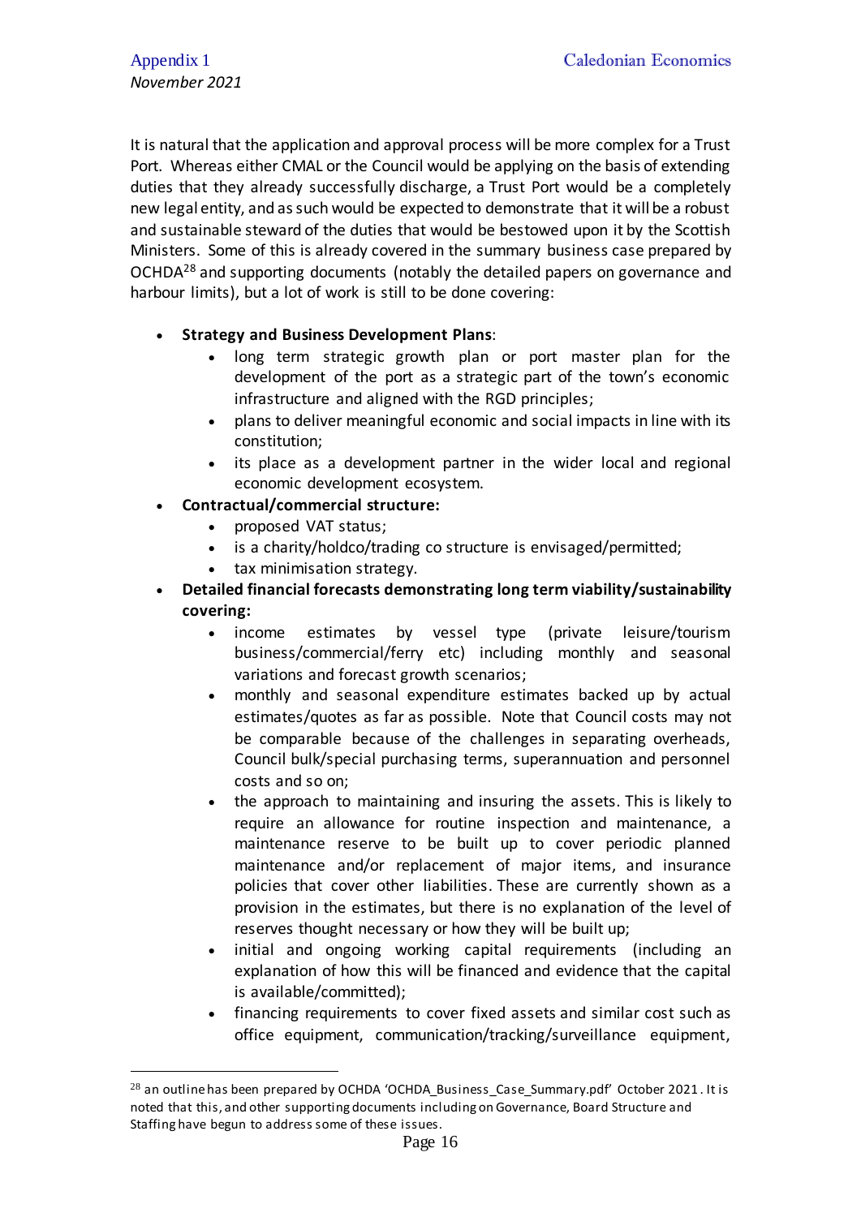It is natural that the application and approval process will be more complex for a Trust Port. Whereas either CMAL or the Council would be applying on the basis of extending duties that they already successfully discharge, a Trust Port would be a completely new legal entity, and as such would be expected to demonstrate that it will be a robust and sustainable steward of the duties that would be bestowed upon it by the Scottish Ministers. Some of this is already covered in the summary business case prepared by OCHDA[28] and supporting documents (notably the detailed papers on governance and harbour limits), but a lot of work is still to be done covering:

- **Strategy and Business Development Plans**:
  - long term strategic growth plan or port master plan for the development of the port as a strategic part of the town's economic infrastructure and aligned with the RGD principles;
  - plans to deliver meaningful economic and social impacts in line with its constitution;
  - its place as a development partner in the wider local and regional economic development ecosystem.
- **Contractual/commercial structure:**
  - proposed VAT status;
  - is a charity/holdco/trading co structure is envisaged/permitted;
  - tax minimisation strategy.
- **Detailed financial forecasts demonstrating long term viability/sustainability covering:**
  - income estimates by vessel type (private leisure/tourism business/commercial/ferry etc) including monthly and seasonal variations and forecast growth scenarios;
  - monthly and seasonal expenditure estimates backed up by actual estimates/quotes as far as possible. Note that Council costs may not be comparable because of the challenges in separating overheads, Council bulk/special purchasing terms, superannuation and personnel costs and so on;
  - the approach to maintaining and insuring the assets. This is likely to require an allowance for routine inspection and maintenance, a maintenance reserve to be built up to cover periodic planned maintenance and/or replacement of major items, and insurance policies that cover other liabilities. These are currently shown as a provision in the estimates, but there is no explanation of the level of reserves thought necessary or how they will be built up;
  - initial and ongoing working capital requirements (including an explanation of how this will be financed and evidence that the capital is available/committed);
  - financing requirements to cover fixed assets and similar cost such as office equipment, communication/tracking/surveillance equipment,

[28] an outline has been prepared by OCHDA 'OCHDA_Business_Case_Summary.pdf' October 2021. It is noted that this, and other supporting documents including on Governance, Board Structure and Staffing have begun to address some of these issues.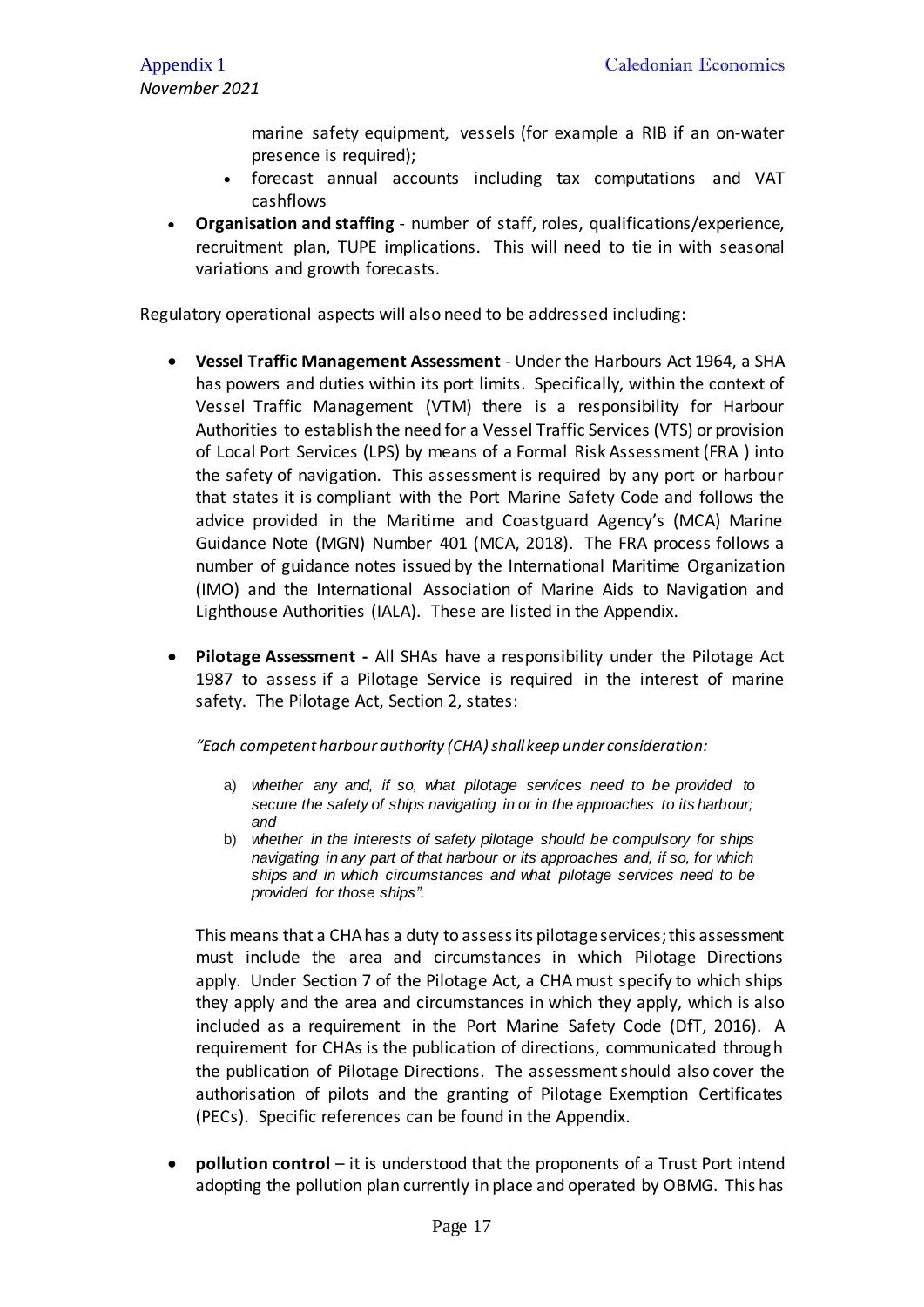marine safety equipment, vessels (for example a RIB if an on-water presence is required);
    - forecast annual accounts including tax computations and VAT cashflows
- **Organisation and staffing** - number of staff, roles, qualifications/experience, recruitment plan, TUPE implications. This will need to tie in with seasonal variations and growth forecasts.

Regulatory operational aspects will also need to be addressed including:

- **Vessel Traffic Management Assessment** - Under the Harbours Act 1964, a SHA has powers and duties within its port limits. Specifically, within the context of Vessel Traffic Management (VTM) there is a responsibility for Harbour Authorities to establish the need for a Vessel Traffic Services (VTS) or provision of Local Port Services (LPS) by means of a Formal Risk Assessment (FRA ) into the safety of navigation. This assessment is required by any port or harbour that states it is compliant with the Port Marine Safety Code and follows the advice provided in the Maritime and Coastguard Agency's (MCA) Marine Guidance Note (MGN) Number 401 (MCA, 2018). The FRA process follows a number of guidance notes issued by the International Maritime Organization (IMO) and the International Association of Marine Aids to Navigation and Lighthouse Authorities (IALA). These are listed in the Appendix.

- **Pilotage Assessment -** All SHAs have a responsibility under the Pilotage Act 1987 to assess if a Pilotage Service is required in the interest of marine safety. The Pilotage Act, Section 2, states:

  *"Each competent harbour authority (CHA) shall keep under consideration:*

  a) *whether any and, if so, what pilotage services need to be provided to secure the safety of ships navigating in or in the approaches to its harbour; and*
  b) *whether in the interests of safety pilotage should be compulsory for ships navigating in any part of that harbour or its approaches and, if so, for which ships and in which circumstances and what pilotage services need to be provided for those ships".*

  This means that a CHA has a duty to assess its pilotage services; this assessment must include the area and circumstances in which Pilotage Directions apply. Under Section 7 of the Pilotage Act, a CHA must specify to which ships they apply and the area and circumstances in which they apply, which is also included as a requirement in the Port Marine Safety Code (DfT, 2016). A requirement for CHAs is the publication of directions, communicated through the publication of Pilotage Directions. The assessment should also cover the authorisation of pilots and the granting of Pilotage Exemption Certificates (PECs). Specific references can be found in the Appendix.

- **pollution control** – it is understood that the proponents of a Trust Port intend adopting the pollution plan currently in place and operated by OBMG. This has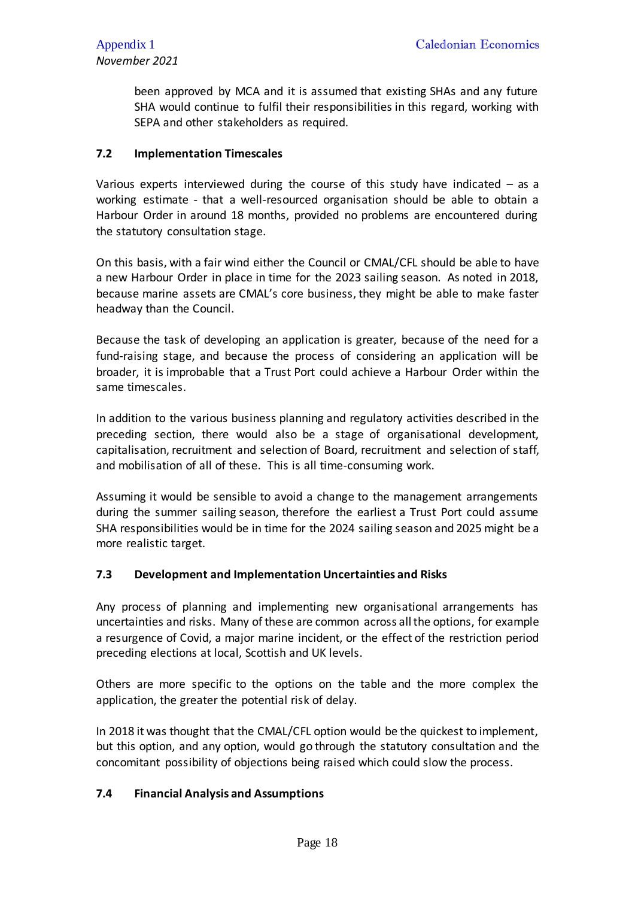been approved by MCA and it is assumed that existing SHAs and any future SHA would continue to fulfil their responsibilities in this regard, working with SEPA and other stakeholders as required.

## 7.2 Implementation Timescales

Various experts interviewed during the course of this study have indicated – as a working estimate - that a well-resourced organisation should be able to obtain a Harbour Order in around 18 months, provided no problems are encountered during the statutory consultation stage.

On this basis, with a fair wind either the Council or CMAL/CFL should be able to have a new Harbour Order in place in time for the 2023 sailing season. As noted in 2018, because marine assets are CMAL's core business, they might be able to make faster headway than the Council.

Because the task of developing an application is greater, because of the need for a fund-raising stage, and because the process of considering an application will be broader, it is improbable that a Trust Port could achieve a Harbour Order within the same timescales.

In addition to the various business planning and regulatory activities described in the preceding section, there would also be a stage of organisational development, capitalisation, recruitment and selection of Board, recruitment and selection of staff, and mobilisation of all of these. This is all time-consuming work.

Assuming it would be sensible to avoid a change to the management arrangements during the summer sailing season, therefore the earliest a Trust Port could assume SHA responsibilities would be in time for the 2024 sailing season and 2025 might be a more realistic target.

## 7.3 Development and Implementation Uncertainties and Risks

Any process of planning and implementing new organisational arrangements has uncertainties and risks. Many of these are common across all the options, for example a resurgence of Covid, a major marine incident, or the effect of the restriction period preceding elections at local, Scottish and UK levels.

Others are more specific to the options on the table and the more complex the application, the greater the potential risk of delay.

In 2018 it was thought that the CMAL/CFL option would be the quickest to implement, but this option, and any option, would go through the statutory consultation and the concomitant possibility of objections being raised which could slow the process.

## 7.4 Financial Analysis and Assumptions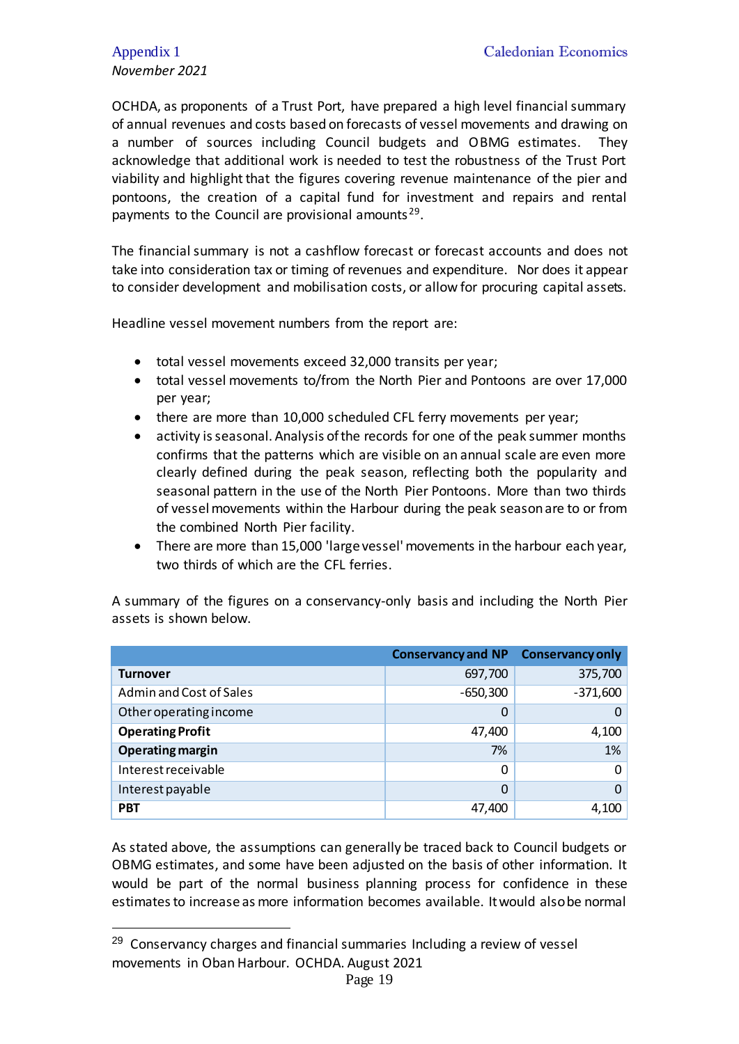OCHDA, as proponents of a Trust Port, have prepared a high level financial summary of annual revenues and costs based on forecasts of vessel movements and drawing on a number of sources including Council budgets and OBMG estimates. They acknowledge that additional work is needed to test the robustness of the Trust Port viability and highlight that the figures covering revenue maintenance of the pier and pontoons, the creation of a capital fund for investment and repairs and rental payments to the Council are provisional amounts[29].

The financial summary is not a cashflow forecast or forecast accounts and does not take into consideration tax or timing of revenues and expenditure. Nor does it appear to consider development and mobilisation costs, or allow for procuring capital assets.

Headline vessel movement numbers from the report are:

- total vessel movements exceed 32,000 transits per year;
- total vessel movements to/from the North Pier and Pontoons are over 17,000 per year;
- there are more than 10,000 scheduled CFL ferry movements per year;
- activity is seasonal. Analysis of the records for one of the peak summer months confirms that the patterns which are visible on an annual scale are even more clearly defined during the peak season, reflecting both the popularity and seasonal pattern in the use of the North Pier Pontoons. More than two thirds of vessel movements within the Harbour during the peak season are to or from the combined North Pier facility.
- There are more than 15,000 'large vessel' movements in the harbour each year, two thirds of which are the CFL ferries.

A summary of the figures on a conservancy-only basis and including the North Pier assets is shown below.

| | Conservancy and NP | Conservancy only |
|---|---|---|
| **Turnover** | 697,700 | 375,700 |
| Admin and Cost of Sales | -650,300 | -371,600 |
| Other operating income | 0 | 0 |
| **Operating Profit** | 47,400 | 4,100 |
| **Operating margin** | 7% | 1% |
| Interest receivable | 0 | 0 |
| Interest payable | 0 | 0 |
| **PBT** | 47,400 | 4,100 |

As stated above, the assumptions can generally be traced back to Council budgets or OBMG estimates, and some have been adjusted on the basis of other information. It would be part of the normal business planning process for confidence in these estimates to increase as more information becomes available. It would also be normal

[29] Conservancy charges and financial summaries Including a review of vessel movements in Oban Harbour. OCHDA. August 2021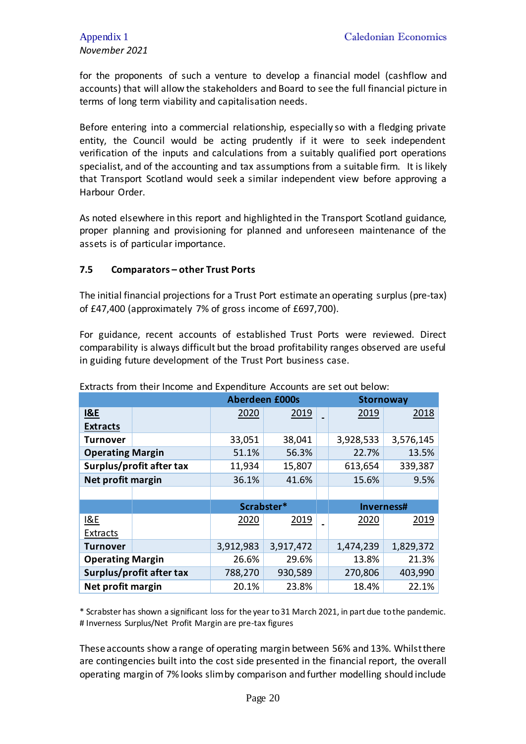for the proponents of such a venture to develop a financial model (cashflow and accounts) that will allow the stakeholders and Board to see the full financial picture in terms of long term viability and capitalisation needs.

Before entering into a commercial relationship, especially so with a fledging private entity, the Council would be acting prudently if it were to seek independent verification of the inputs and calculations from a suitably qualified port operations specialist, and of the accounting and tax assumptions from a suitable firm. It is likely that Transport Scotland would seek a similar independent view before approving a Harbour Order.

As noted elsewhere in this report and highlighted in the Transport Scotland guidance, proper planning and provisioning for planned and unforeseen maintenance of the assets is of particular importance.

### 7.5 Comparators – other Trust Ports

The initial financial projections for a Trust Port estimate an operating surplus (pre-tax) of £47,400 (approximately 7% of gross income of £697,700).

For guidance, recent accounts of established Trust Ports were reviewed. Direct comparability is always difficult but the broad profitability ranges observed are useful in guiding future development of the Trust Port business case.

Extracts from their Income and Expenditure Accounts are set out below:

| | Aberdeen £000s | | | Stornoway | |
|---|---|---|---|---|---|
| **I&E Extracts** | 2020 | 2019 | | 2019 | 2018 |
| **Turnover** | 33,051 | 38,041 | | 3,928,533 | 3,576,145 |
| **Operating Margin** | 51.1% | 56.3% | | 22.7% | 13.5% |
| **Surplus/profit after tax** | 11,934 | 15,807 | | 613,654 | 339,387 |
| **Net profit margin** | 36.1% | 41.6% | | 15.6% | 9.5% |
| | | | | | |
| | **Scrabster*** | | | **Inverness#** | |
| I&E Extracts | 2020 | 2019 | | 2020 | 2019 |
| **Turnover** | 3,912,983 | 3,917,472 | | 1,474,239 | 1,829,372 |
| **Operating Margin** | 26.6% | 29.6% | | 13.8% | 21.3% |
| **Surplus/profit after tax** | 788,270 | 930,589 | | 270,806 | 403,990 |
| **Net profit margin** | 20.1% | 23.8% | | 18.4% | 22.1% |

* Scrabster has shown a significant loss for the year to 31 March 2021, in part due to the pandemic.
# Inverness Surplus/Net Profit Margin are pre-tax figures

These accounts show a range of operating margin between 56% and 13%. Whilst there are contingencies built into the cost side presented in the financial report, the overall operating margin of 7% looks slim by comparison and further modelling should include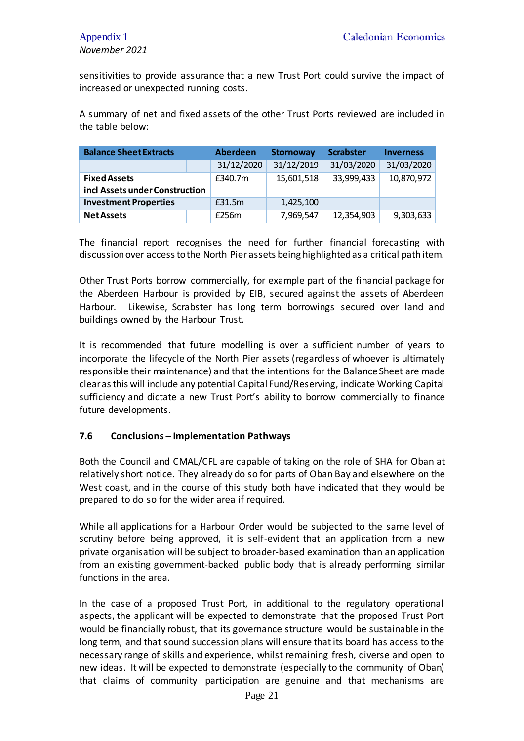sensitivities to provide assurance that a new Trust Port could survive the impact of increased or unexpected running costs.

A summary of net and fixed assets of the other Trust Ports reviewed are included in the table below:

| Balance Sheet Extracts | Aberdeen | Stornoway | Scrabster | Inverness |
|---|---|---|---|---|
| | 31/12/2020 | 31/12/2019 | 31/03/2020 | 31/03/2020 |
| **Fixed Assets incl Assets under Construction** | £340.7m | 15,601,518 | 33,999,433 | 10,870,972 |
| **Investment Properties** | £31.5m | 1,425,100 | | |
| **Net Assets** | £256m | 7,969,547 | 12,354,903 | 9,303,633 |

The financial report recognises the need for further financial forecasting with discussion over access to the North Pier assets being highlighted as a critical path item.

Other Trust Ports borrow commercially, for example part of the financial package for the Aberdeen Harbour is provided by EIB, secured against the assets of Aberdeen Harbour. Likewise, Scrabster has long term borrowings secured over land and buildings owned by the Harbour Trust.

It is recommended that future modelling is over a sufficient number of years to incorporate the lifecycle of the North Pier assets (regardless of whoever is ultimately responsible their maintenance) and that the intentions for the Balance Sheet are made clear as this will include any potential Capital Fund/Reserving, indicate Working Capital sufficiency and dictate a new Trust Port's ability to borrow commercially to finance future developments.

### 7.6 Conclusions – Implementation Pathways

Both the Council and CMAL/CFL are capable of taking on the role of SHA for Oban at relatively short notice. They already do so for parts of Oban Bay and elsewhere on the West coast, and in the course of this study both have indicated that they would be prepared to do so for the wider area if required.

While all applications for a Harbour Order would be subjected to the same level of scrutiny before being approved, it is self-evident that an application from a new private organisation will be subject to broader-based examination than an application from an existing government-backed public body that is already performing similar functions in the area.

In the case of a proposed Trust Port, in additional to the regulatory operational aspects, the applicant will be expected to demonstrate that the proposed Trust Port would be financially robust, that its governance structure would be sustainable in the long term, and that sound succession plans will ensure that its board has access to the necessary range of skills and experience, whilst remaining fresh, diverse and open to new ideas. It will be expected to demonstrate (especially to the community of Oban) that claims of community participation are genuine and that mechanisms are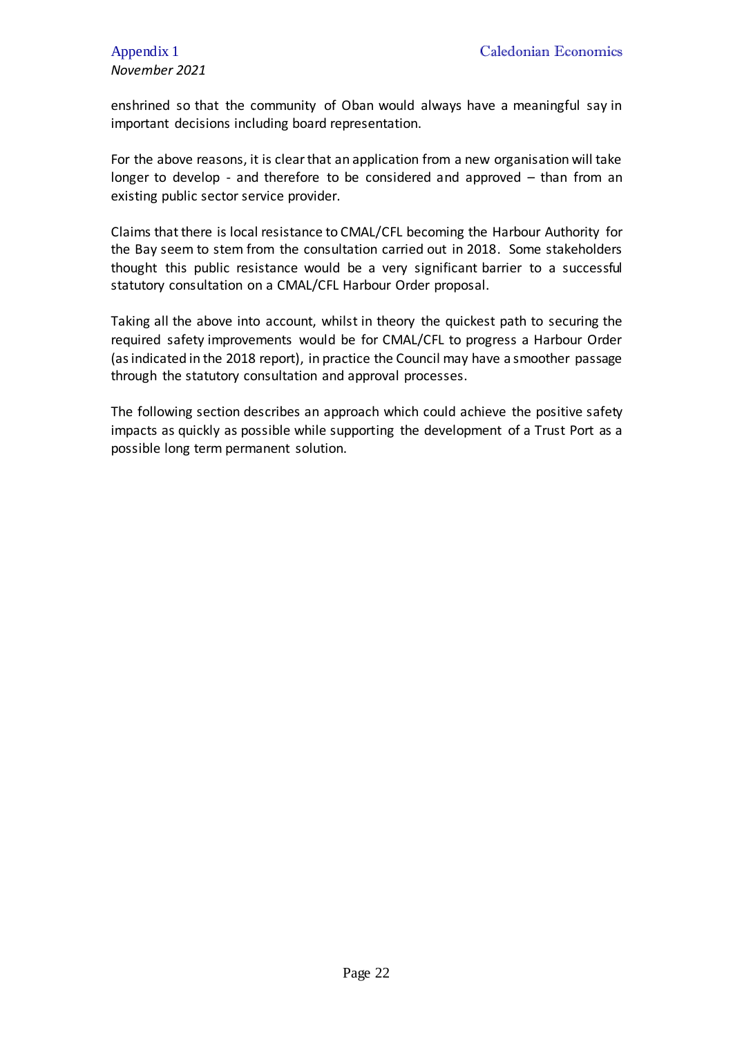enshrined so that the community of Oban would always have a meaningful say in important decisions including board representation.

For the above reasons, it is clear that an application from a new organisation will take longer to develop - and therefore to be considered and approved – than from an existing public sector service provider.

Claims that there is local resistance to CMAL/CFL becoming the Harbour Authority for the Bay seem to stem from the consultation carried out in 2018. Some stakeholders thought this public resistance would be a very significant barrier to a successful statutory consultation on a CMAL/CFL Harbour Order proposal.

Taking all the above into account, whilst in theory the quickest path to securing the required safety improvements would be for CMAL/CFL to progress a Harbour Order (as indicated in the 2018 report), in practice the Council may have a smoother passage through the statutory consultation and approval processes.

The following section describes an approach which could achieve the positive safety impacts as quickly as possible while supporting the development of a Trust Port as a possible long term permanent solution.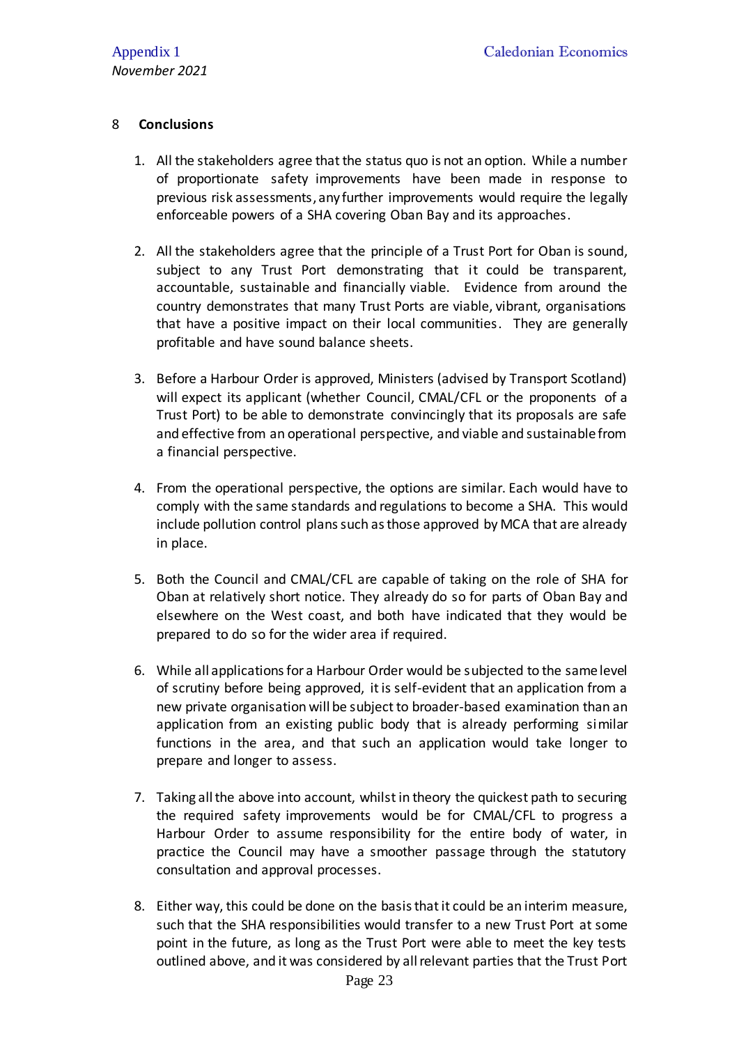## 8 Conclusions

1. All the stakeholders agree that the status quo is not an option. While a number of proportionate safety improvements have been made in response to previous risk assessments, any further improvements would require the legally enforceable powers of a SHA covering Oban Bay and its approaches.

2. All the stakeholders agree that the principle of a Trust Port for Oban is sound, subject to any Trust Port demonstrating that it could be transparent, accountable, sustainable and financially viable. Evidence from around the country demonstrates that many Trust Ports are viable, vibrant, organisations that have a positive impact on their local communities. They are generally profitable and have sound balance sheets.

3. Before a Harbour Order is approved, Ministers (advised by Transport Scotland) will expect its applicant (whether Council, CMAL/CFL or the proponents of a Trust Port) to be able to demonstrate convincingly that its proposals are safe and effective from an operational perspective, and viable and sustainable from a financial perspective.

4. From the operational perspective, the options are similar. Each would have to comply with the same standards and regulations to become a SHA. This would include pollution control plans such as those approved by MCA that are already in place.

5. Both the Council and CMAL/CFL are capable of taking on the role of SHA for Oban at relatively short notice. They already do so for parts of Oban Bay and elsewhere on the West coast, and both have indicated that they would be prepared to do so for the wider area if required.

6. While all applications for a Harbour Order would be subjected to the same level of scrutiny before being approved, it is self-evident that an application from a new private organisation will be subject to broader-based examination than an application from an existing public body that is already performing similar functions in the area, and that such an application would take longer to prepare and longer to assess.

7. Taking all the above into account, whilst in theory the quickest path to securing the required safety improvements would be for CMAL/CFL to progress a Harbour Order to assume responsibility for the entire body of water, in practice the Council may have a smoother passage through the statutory consultation and approval processes.

8. Either way, this could be done on the basis that it could be an interim measure, such that the SHA responsibilities would transfer to a new Trust Port at some point in the future, as long as the Trust Port were able to meet the key tests outlined above, and it was considered by all relevant parties that the Trust Port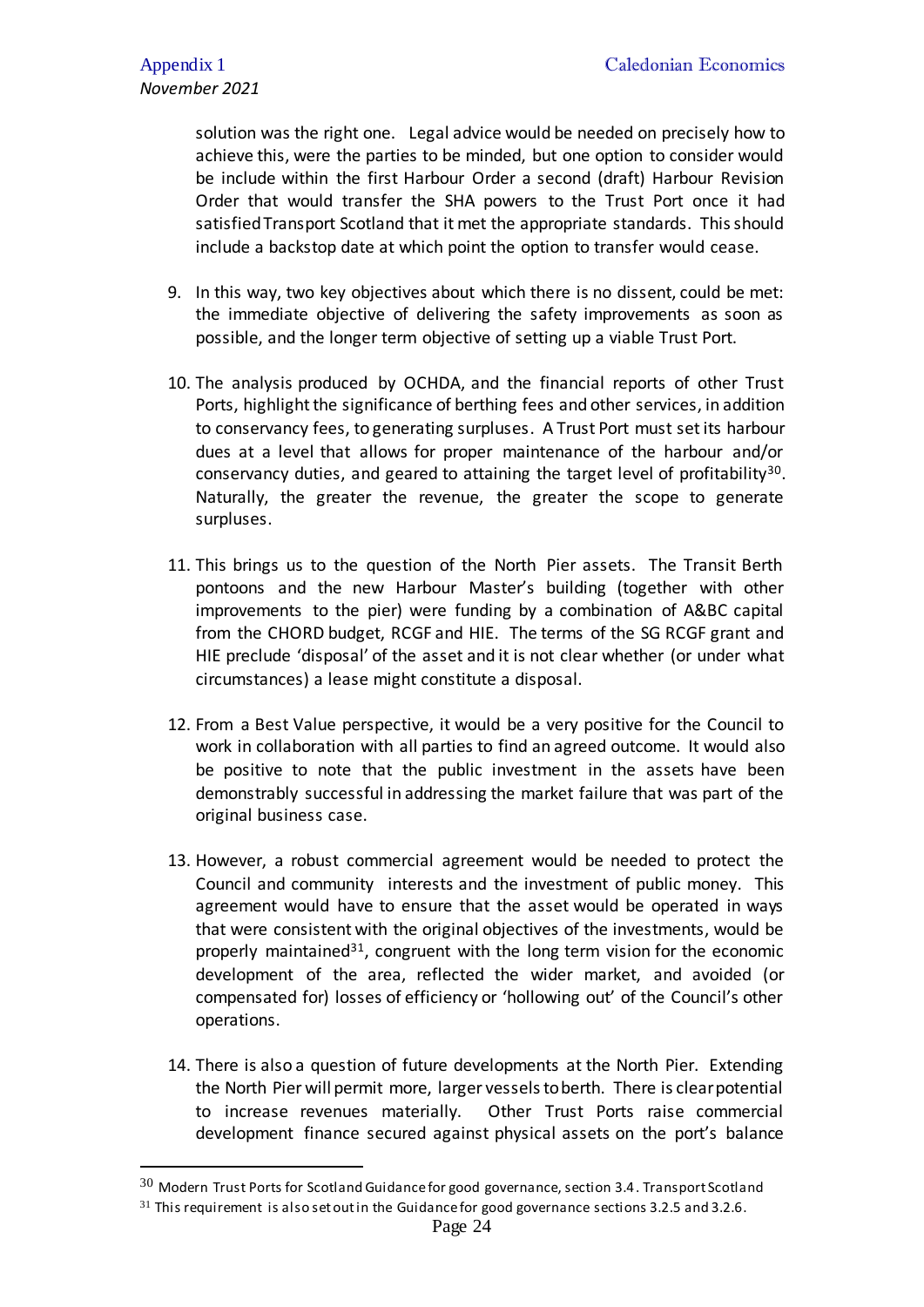solution was the right one. Legal advice would be needed on precisely how to achieve this, were the parties to be minded, but one option to consider would be include within the first Harbour Order a second (draft) Harbour Revision Order that would transfer the SHA powers to the Trust Port once it had satisfied Transport Scotland that it met the appropriate standards. This should include a backstop date at which point the option to transfer would cease.

9. In this way, two key objectives about which there is no dissent, could be met: the immediate objective of delivering the safety improvements as soon as possible, and the longer term objective of setting up a viable Trust Port.

10. The analysis produced by OCHDA, and the financial reports of other Trust Ports, highlight the significance of berthing fees and other services, in addition to conservancy fees, to generating surpluses. A Trust Port must set its harbour dues at a level that allows for proper maintenance of the harbour and/or conservancy duties, and geared to attaining the target level of profitability[30]. Naturally, the greater the revenue, the greater the scope to generate surpluses.

11. This brings us to the question of the North Pier assets. The Transit Berth pontoons and the new Harbour Master's building (together with other improvements to the pier) were funding by a combination of A&BC capital from the CHORD budget, RCGF and HIE. The terms of the SG RCGF grant and HIE preclude 'disposal' of the asset and it is not clear whether (or under what circumstances) a lease might constitute a disposal.

12. From a Best Value perspective, it would be a very positive for the Council to work in collaboration with all parties to find an agreed outcome. It would also be positive to note that the public investment in the assets have been demonstrably successful in addressing the market failure that was part of the original business case.

13. However, a robust commercial agreement would be needed to protect the Council and community interests and the investment of public money. This agreement would have to ensure that the asset would be operated in ways that were consistent with the original objectives of the investments, would be properly maintained[31], congruent with the long term vision for the economic development of the area, reflected the wider market, and avoided (or compensated for) losses of efficiency or 'hollowing out' of the Council's other operations.

14. There is also a question of future developments at the North Pier. Extending the North Pier will permit more, larger vessels to berth. There is clear potential to increase revenues materially. Other Trust Ports raise commercial development finance secured against physical assets on the port's balance

---

[30] Modern Trust Ports for Scotland Guidance for good governance, section 3.4. Transport Scotland

[31] This requirement is also set out in the Guidance for good governance sections 3.2.5 and 3.2.6.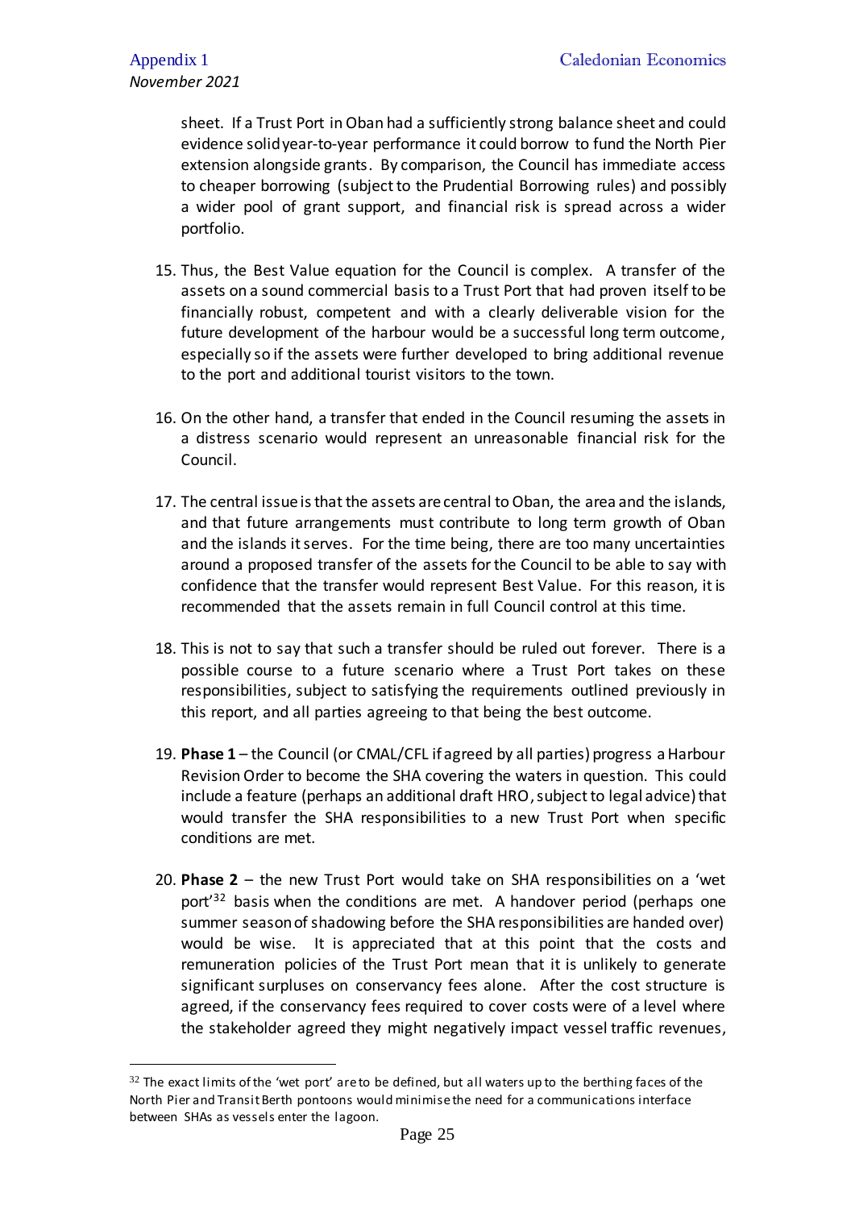sheet. If a Trust Port in Oban had a sufficiently strong balance sheet and could evidence solid year-to-year performance it could borrow to fund the North Pier extension alongside grants. By comparison, the Council has immediate access to cheaper borrowing (subject to the Prudential Borrowing rules) and possibly a wider pool of grant support, and financial risk is spread across a wider portfolio.

15. Thus, the Best Value equation for the Council is complex. A transfer of the assets on a sound commercial basis to a Trust Port that had proven itself to be financially robust, competent and with a clearly deliverable vision for the future development of the harbour would be a successful long term outcome, especially so if the assets were further developed to bring additional revenue to the port and additional tourist visitors to the town.

16. On the other hand, a transfer that ended in the Council resuming the assets in a distress scenario would represent an unreasonable financial risk for the Council.

17. The central issue is that the assets are central to Oban, the area and the islands, and that future arrangements must contribute to long term growth of Oban and the islands it serves. For the time being, there are too many uncertainties around a proposed transfer of the assets for the Council to be able to say with confidence that the transfer would represent Best Value. For this reason, it is recommended that the assets remain in full Council control at this time.

18. This is not to say that such a transfer should be ruled out forever. There is a possible course to a future scenario where a Trust Port takes on these responsibilities, subject to satisfying the requirements outlined previously in this report, and all parties agreeing to that being the best outcome.

19. **Phase 1** – the Council (or CMAL/CFL if agreed by all parties) progress a Harbour Revision Order to become the SHA covering the waters in question. This could include a feature (perhaps an additional draft HRO, subject to legal advice) that would transfer the SHA responsibilities to a new Trust Port when specific conditions are met.

20. **Phase 2** – the new Trust Port would take on SHA responsibilities on a 'wet port'[32] basis when the conditions are met. A handover period (perhaps one summer season of shadowing before the SHA responsibilities are handed over) would be wise. It is appreciated that at this point that the costs and remuneration policies of the Trust Port mean that it is unlikely to generate significant surpluses on conservancy fees alone. After the cost structure is agreed, if the conservancy fees required to cover costs were of a level where the stakeholder agreed they might negatively impact vessel traffic revenues,

[32] The exact limits of the 'wet port' are to be defined, but all waters up to the berthing faces of the North Pier and Transit Berth pontoons would minimise the need for a communications interface between SHAs as vessels enter the lagoon.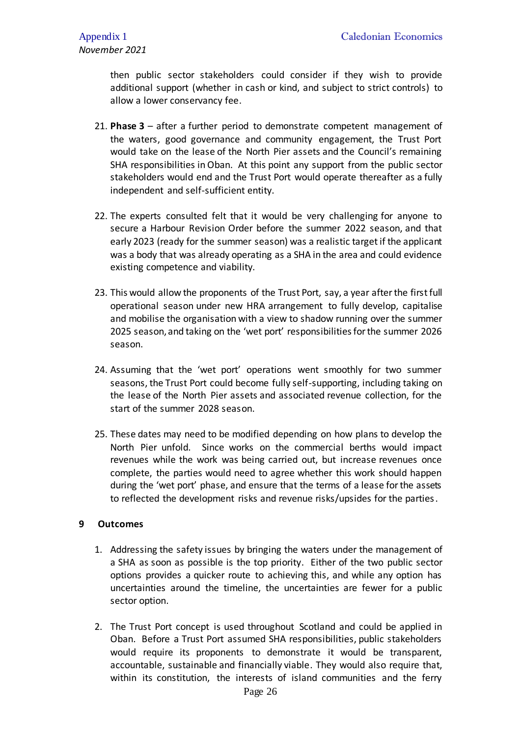then public sector stakeholders could consider if they wish to provide additional support (whether in cash or kind, and subject to strict controls) to allow a lower conservancy fee.

21. **Phase 3** – after a further period to demonstrate competent management of the waters, good governance and community engagement, the Trust Port would take on the lease of the North Pier assets and the Council's remaining SHA responsibilities in Oban. At this point any support from the public sector stakeholders would end and the Trust Port would operate thereafter as a fully independent and self-sufficient entity.

22. The experts consulted felt that it would be very challenging for anyone to secure a Harbour Revision Order before the summer 2022 season, and that early 2023 (ready for the summer season) was a realistic target if the applicant was a body that was already operating as a SHA in the area and could evidence existing competence and viability.

23. This would allow the proponents of the Trust Port, say, a year after the first full operational season under new HRA arrangement to fully develop, capitalise and mobilise the organisation with a view to shadow running over the summer 2025 season, and taking on the 'wet port' responsibilities for the summer 2026 season.

24. Assuming that the 'wet port' operations went smoothly for two summer seasons, the Trust Port could become fully self-supporting, including taking on the lease of the North Pier assets and associated revenue collection, for the start of the summer 2028 season.

25. These dates may need to be modified depending on how plans to develop the North Pier unfold. Since works on the commercial berths would impact revenues while the work was being carried out, but increase revenues once complete, the parties would need to agree whether this work should happen during the 'wet port' phase, and ensure that the terms of a lease for the assets to reflected the development risks and revenue risks/upsides for the parties.

## 9 Outcomes

1. Addressing the safety issues by bringing the waters under the management of a SHA as soon as possible is the top priority. Either of the two public sector options provides a quicker route to achieving this, and while any option has uncertainties around the timeline, the uncertainties are fewer for a public sector option.

2. The Trust Port concept is used throughout Scotland and could be applied in Oban. Before a Trust Port assumed SHA responsibilities, public stakeholders would require its proponents to demonstrate it would be transparent, accountable, sustainable and financially viable. They would also require that, within its constitution, the interests of island communities and the ferry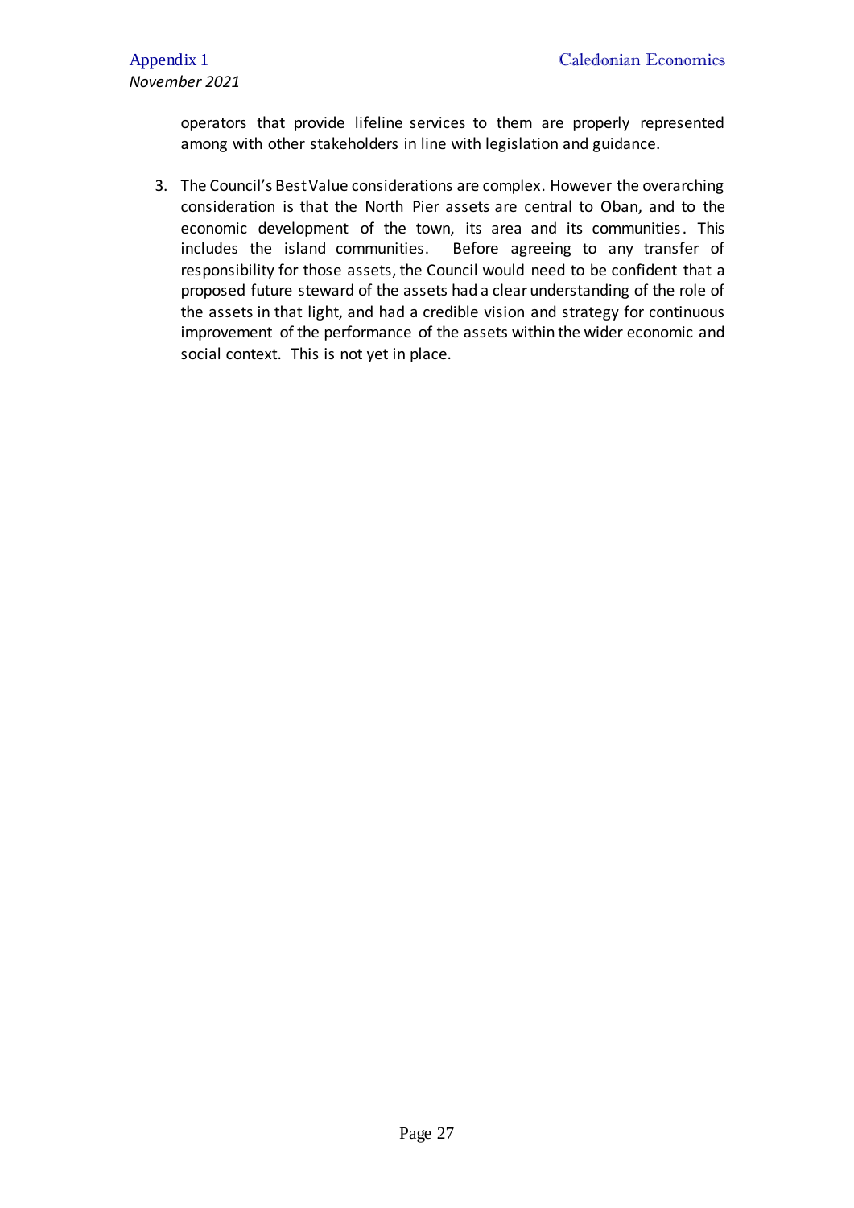operators that provide lifeline services to them are properly represented among with other stakeholders in line with legislation and guidance.

3. The Council's Best Value considerations are complex. However the overarching consideration is that the North Pier assets are central to Oban, and to the economic development of the town, its area and its communities. This includes the island communities. Before agreeing to any transfer of responsibility for those assets, the Council would need to be confident that a proposed future steward of the assets had a clear understanding of the role of the assets in that light, and had a credible vision and strategy for continuous improvement of the performance of the assets within the wider economic and social context. This is not yet in place.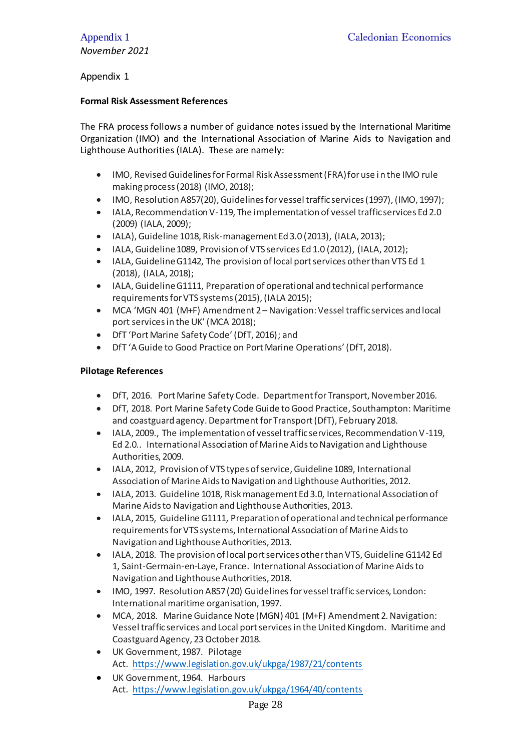Appendix 1

**Formal Risk Assessment References**

The FRA process follows a number of guidance notes issued by the International Maritime Organization (IMO) and the International Association of Marine Aids to Navigation and Lighthouse Authorities (IALA). These are namely:

- IMO, Revised Guidelines for Formal Risk Assessment (FRA) for use in the IMO rule making process (2018) (IMO, 2018);
- IMO, Resolution A857(20), Guidelines for vessel traffic services (1997), (IMO, 1997);
- IALA, Recommendation V-119, The implementation of vessel traffic services Ed 2.0 (2009) (IALA, 2009);
- IALA), Guideline 1018, Risk-management Ed 3.0 (2013), (IALA, 2013);
- IALA, Guideline 1089, Provision of VTS services Ed 1.0 (2012), (IALA, 2012);
- IALA, Guideline G1142, The provision of local port services other than VTS Ed 1 (2018), (IALA, 2018);
- IALA, Guideline G1111, Preparation of operational and technical performance requirements for VTS systems (2015), (IALA 2015);
- MCA 'MGN 401 (M+F) Amendment 2 – Navigation: Vessel traffic services and local port services in the UK' (MCA 2018);
- DfT 'Port Marine Safety Code' (DfT, 2016); and
- DfT 'A Guide to Good Practice on Port Marine Operations' (DfT, 2018).

**Pilotage References**

- DfT, 2016. Port Marine Safety Code. Department for Transport, November 2016.
- DfT, 2018. Port Marine Safety Code Guide to Good Practice, Southampton: Maritime and coastguard agency. Department for Transport (DfT), February 2018.
- IALA, 2009., The implementation of vessel traffic services, Recommendation V-119, Ed 2.0.. International Association of Marine Aids to Navigation and Lighthouse Authorities, 2009.
- IALA, 2012, Provision of VTS types of service, Guideline 1089, International Association of Marine Aids to Navigation and Lighthouse Authorities, 2012.
- IALA, 2013. Guideline 1018, Risk management Ed 3.0, International Association of Marine Aids to Navigation and Lighthouse Authorities, 2013.
- IALA, 2015, Guideline G1111, Preparation of operational and technical performance requirements for VTS systems, International Association of Marine Aids to Navigation and Lighthouse Authorities, 2013.
- IALA, 2018. The provision of local port services other than VTS, Guideline G1142 Ed 1, Saint-Germain-en-Laye, France. International Association of Marine Aids to Navigation and Lighthouse Authorities, 2018.
- IMO, 1997. Resolution A857 (20) Guidelines for vessel traffic services, London: International maritime organisation, 1997.
- MCA, 2018. Marine Guidance Note (MGN) 401 (M+F) Amendment 2. Navigation: Vessel traffic services and Local port services in the United Kingdom. Maritime and Coastguard Agency, 23 October 2018.
- UK Government, 1987. Pilotage Act. https://www.legislation.gov.uk/ukpga/1987/21/contents
- UK Government, 1964. Harbours Act. https://www.legislation.gov.uk/ukpga/1964/40/contents